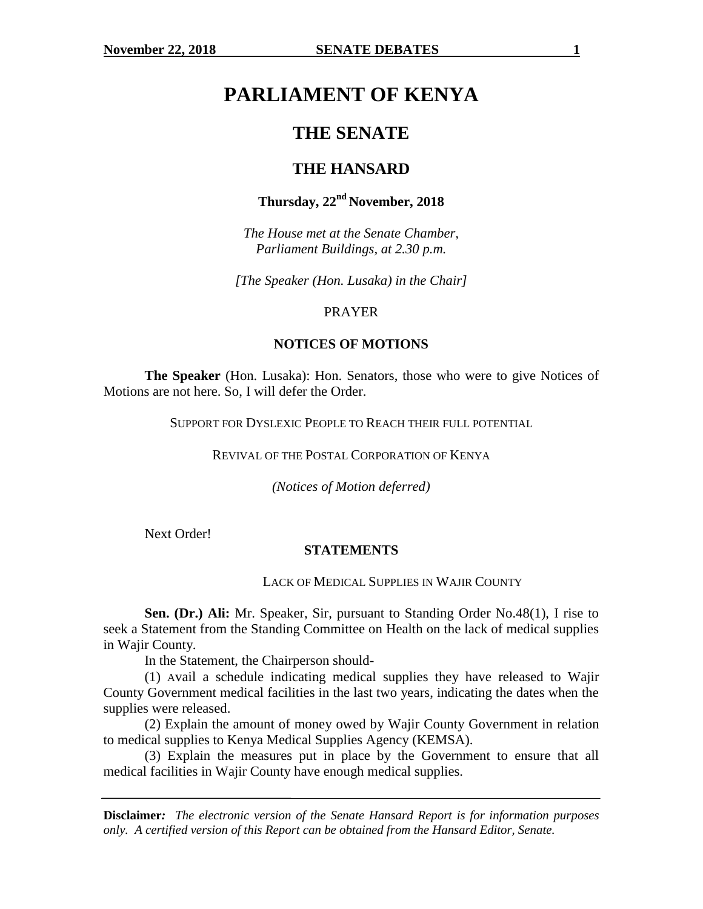# PARLIAMENT OF KENYA

## THE SENATE

## THE HANSARD

### Thursday, 22nd November, 2018

*The House met at the Senate Chamber, Parliament Buildings, at 2.30 p.m.*

*[The Speaker (Hon. Lusaka) in the Chair]*

PRAYER

### NOTICES OF MOTIONS

**The Speaker** (Hon. Lusaka): Hon. Senators, those who were to give Notices of Motions are not here. So, I will defer the Order.

SUPPORT FOR DYSLEXIC PEOPLE TO REACH THEIR FULL POTENTIAL

REVIVAL OF THE POSTAL CORPORATION OF KENYA

*(Notices of Motion deferred)*

Next Order!

### STATEMENTS

LACK OF MEDICAL SUPPLIES IN WAJIR COUNTY

**Sen. (Dr.) Ali:** Mr. Speaker, Sir, pursuant to Standing Order No.48(1), I rise to seek a Statement from the Standing Committee on Health on the lack of medical supplies in Wajir County.

In the Statement, the Chairperson should-

(1) Avail a schedule indicating medical supplies they have released to Wajir County Government medical facilities in the last two years, indicating the dates when the supplies were released.

(2) Explain the amount of money owed by Wajir County Government in relation to medical supplies to Kenya Medical Supplies Agency (KEMSA).

(3) Explain the measures put in place by the Government to ensure that all medical facilities in Wajir County have enough medical supplies.

**Disclaimer:** *The electronic version of the Senate Hansard Report is for information purposes only. A certified version of this Report can be obtained from the Hansard Editor, Senate.*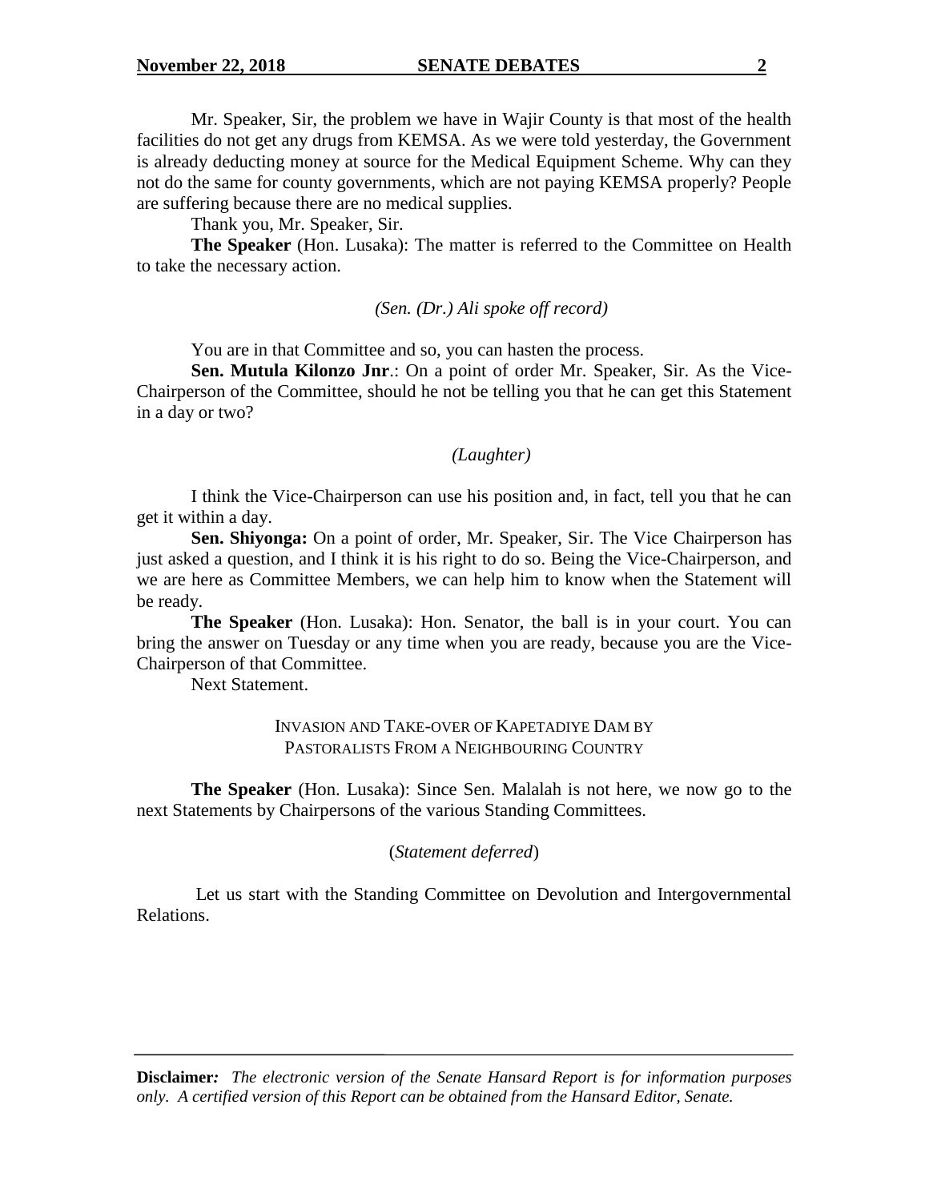Mr. Speaker, Sir, the problem we have in Wajir County is that most of the health facilities do not get any drugs from KEMSA. As we were told yesterday, the Government is already deducting money at source for the Medical Equipment Scheme. Why can they not do the same for county governments, which are not paying KEMSA properly? People are suffering because there are no medical supplies.

Thank you, Mr. Speaker, Sir.

**The Speaker** (Hon. Lusaka): The matter is referred to the Committee on Health to take the necessary action.

*(Sen. (Dr.) Ali spoke off record)*

You are in that Committee and so, you can hasten the process.

**Sen. Mutula Kilonzo Jnr**.: On a point of order Mr. Speaker, Sir. As the Vice-Chairperson of the Committee, should he not be telling you that he can get this Statement in a day or two?

*(Laughter)*

I think the Vice-Chairperson can use his position and, in fact, tell you that he can get it within a day.

**Sen. Shiyonga:** On a point of order, Mr. Speaker, Sir. The Vice Chairperson has just asked a question, and I think it is his right to do so. Being the Vice-Chairperson, and we are here as Committee Members, we can help him to know when the Statement will be ready.

**The Speaker** (Hon. Lusaka): Hon. Senator, the ball is in your court. You can bring the answer on Tuesday or any time when you are ready, because you are the Vice-Chairperson of that Committee.

Next Statement.

INVASION AND TAKE-OVER OF KAPETADIYE DAM BY PASTORALISTS FROM A NEIGHBOURING COUNTRY

**The Speaker** (Hon. Lusaka): Since Sen. Malalah is not here, we now go to the next Statements by Chairpersons of the various Standing Committees.

(*Statement deferred*)

Let us start with the Standing Committee on Devolution and Intergovernmental Relations.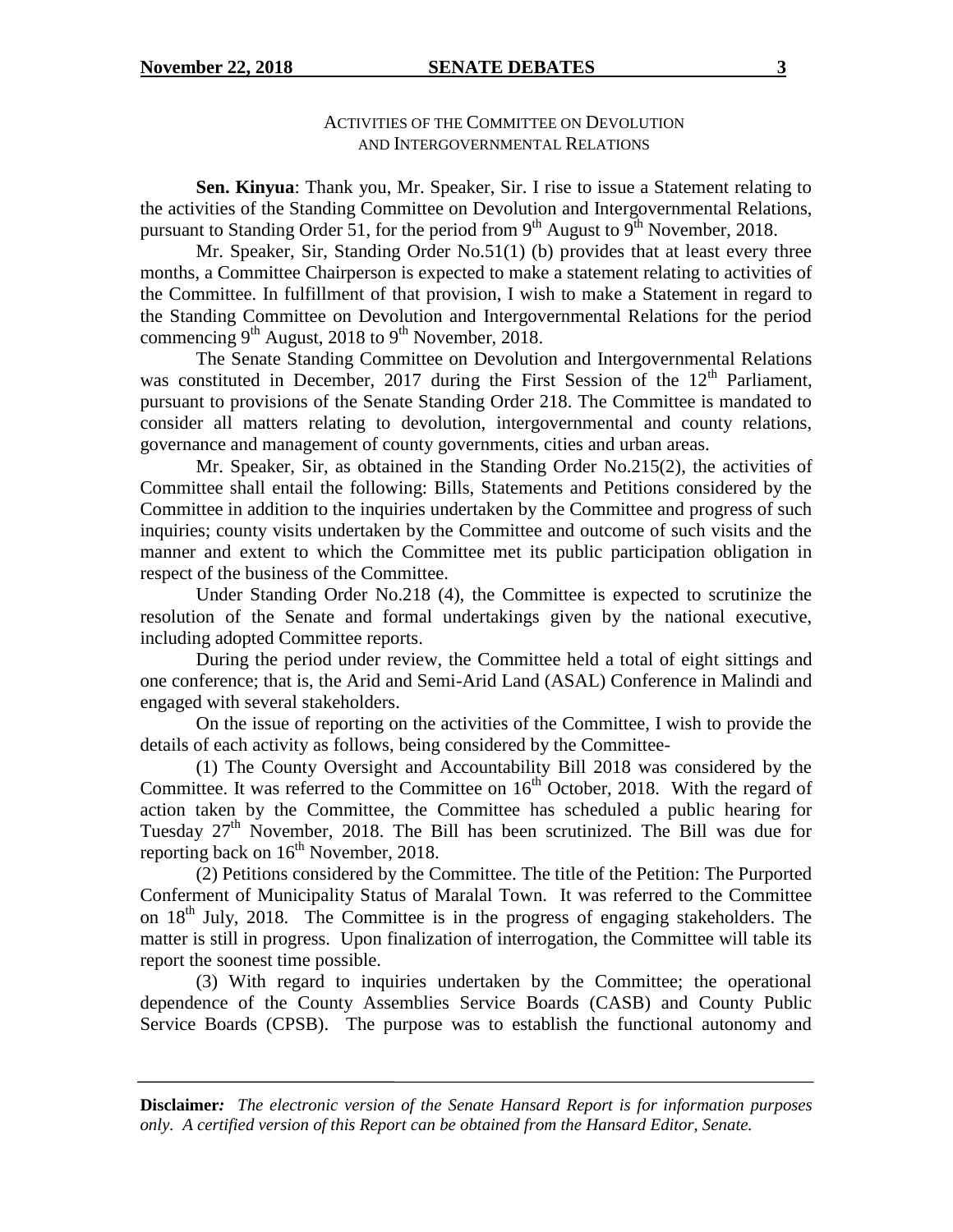## Activities of the Committee on Devolution and Intergovernmental Relations

**Sen. Kinyua**: Thank you, Mr. Speaker, Sir. I rise to issue a Statement relating to the activities of the Standing Committee on Devolution and Intergovernmental Relations, pursuant to Standing Order 51, for the period from 9th August to 9th November, 2018.

Mr. Speaker, Sir, Standing Order No.51(1) (b) provides that at least every three months, a Committee Chairperson is expected to make a statement relating to activities of the Committee. In fulfillment of that provision, I wish to make a Statement in regard to the Standing Committee on Devolution and Intergovernmental Relations for the period commencing 9th August, 2018 to 9th November, 2018.

The Senate Standing Committee on Devolution and Intergovernmental Relations was constituted in December, 2017 during the First Session of the 12th Parliament, pursuant to provisions of the Senate Standing Order 218. The Committee is mandated to consider all matters relating to devolution, intergovernmental and county relations, governance and management of county governments, cities and urban areas.

Mr. Speaker, Sir, as obtained in the Standing Order No.215(2), the activities of Committee shall entail the following: Bills, Statements and Petitions considered by the Committee in addition to the inquiries undertaken by the Committee and progress of such inquiries; county visits undertaken by the Committee and outcome of such visits and the manner and extent to which the Committee met its public participation obligation in respect of the business of the Committee.

Under Standing Order No.218 (4), the Committee is expected to scrutinize the resolution of the Senate and formal undertakings given by the national executive, including adopted Committee reports.

During the period under review, the Committee held a total of eight sittings and one conference; that is, the Arid and Semi-Arid Land (ASAL) Conference in Malindi and engaged with several stakeholders.

On the issue of reporting on the activities of the Committee, I wish to provide the details of each activity as follows, being considered by the Committee-

(1) The County Oversight and Accountability Bill 2018 was considered by the Committee. It was referred to the Committee on 16th October, 2018. With the regard of action taken by the Committee, the Committee has scheduled a public hearing for Tuesday 27th November, 2018. The Bill has been scrutinized. The Bill was due for reporting back on 16th November, 2018.

(2) Petitions considered by the Committee. The title of the Petition: The Purported Conferment of Municipality Status of Maralal Town. It was referred to the Committee on 18th July, 2018. The Committee is in the progress of engaging stakeholders. The matter is still in progress. Upon finalization of interrogation, the Committee will table its report the soonest time possible.

(3) With regard to inquiries undertaken by the Committee; the operational dependence of the County Assemblies Service Boards (CASB) and County Public Service Boards (CPSB). The purpose was to establish the functional autonomy and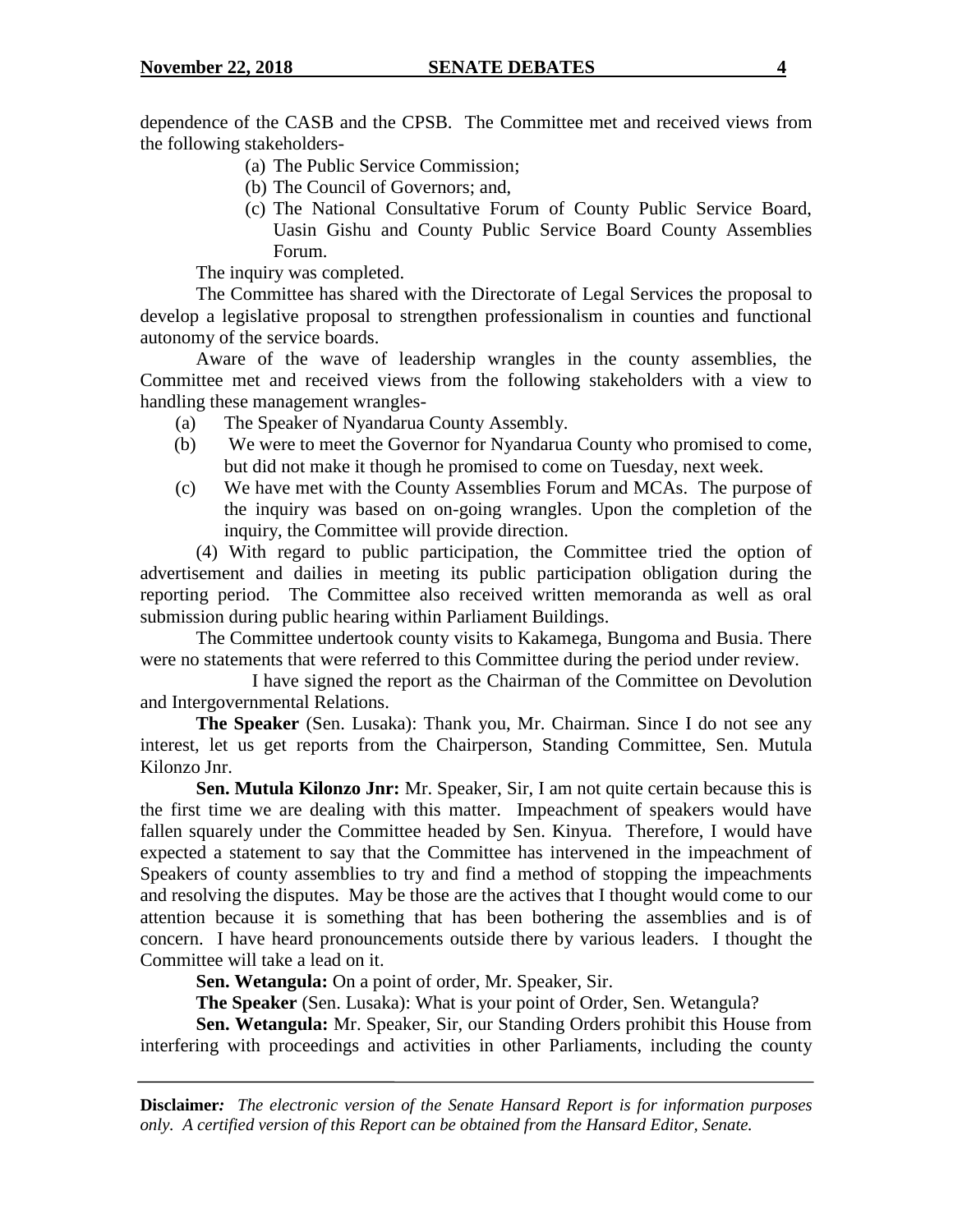dependence of the CASB and the CPSB. The Committee met and received views from the following stakeholders-

(a) The Public Service Commission;
(b) The Council of Governors; and,
(c) The National Consultative Forum of County Public Service Board, Uasin Gishu and County Public Service Board County Assemblies Forum.

The inquiry was completed.

The Committee has shared with the Directorate of Legal Services the proposal to develop a legislative proposal to strengthen professionalism in counties and functional autonomy of the service boards.

Aware of the wave of leadership wrangles in the county assemblies, the Committee met and received views from the following stakeholders with a view to handling these management wrangles-

(a) The Speaker of Nyandarua County Assembly.
(b) We were to meet the Governor for Nyandarua County who promised to come, but did not make it though he promised to come on Tuesday, next week.
(c) We have met with the County Assemblies Forum and MCAs. The purpose of the inquiry was based on on-going wrangles. Upon the completion of the inquiry, the Committee will provide direction.

(4) With regard to public participation, the Committee tried the option of advertisement and dailies in meeting its public participation obligation during the reporting period. The Committee also received written memoranda as well as oral submission during public hearing within Parliament Buildings.

The Committee undertook county visits to Kakamega, Bungoma and Busia. There were no statements that were referred to this Committee during the period under review.

I have signed the report as the Chairman of the Committee on Devolution and Intergovernmental Relations.

**The Speaker** (Sen. Lusaka): Thank you, Mr. Chairman. Since I do not see any interest, let us get reports from the Chairperson, Standing Committee, Sen. Mutula Kilonzo Jnr.

**Sen. Mutula Kilonzo Jnr:** Mr. Speaker, Sir, I am not quite certain because this is the first time we are dealing with this matter. Impeachment of speakers would have fallen squarely under the Committee headed by Sen. Kinyua. Therefore, I would have expected a statement to say that the Committee has intervened in the impeachment of Speakers of county assemblies to try and find a method of stopping the impeachments and resolving the disputes. May be those are the actives that I thought would come to our attention because it is something that has been bothering the assemblies and is of concern. I have heard pronouncements outside there by various leaders. I thought the Committee will take a lead on it.

**Sen. Wetangula:** On a point of order, Mr. Speaker, Sir.

**The Speaker** (Sen. Lusaka): What is your point of Order, Sen. Wetangula?

**Sen. Wetangula:** Mr. Speaker, Sir, our Standing Orders prohibit this House from interfering with proceedings and activities in other Parliaments, including the county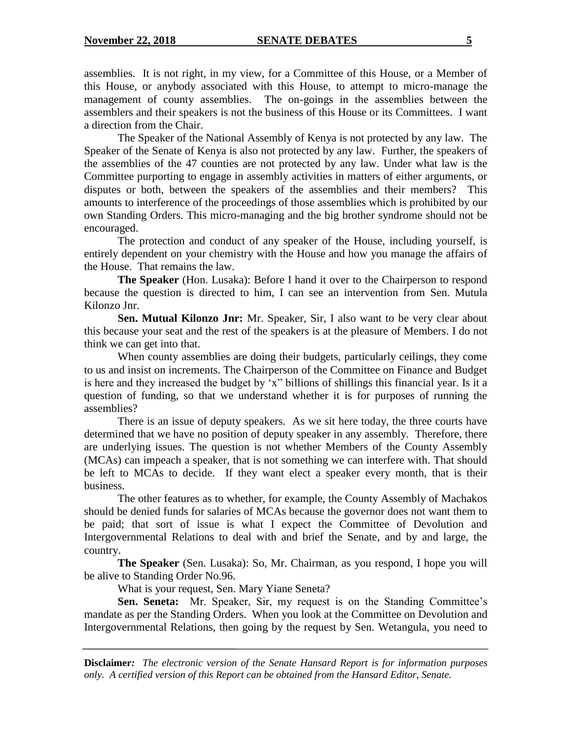assemblies. It is not right, in my view, for a Committee of this House, or a Member of this House, or anybody associated with this House, to attempt to micro-manage the management of county assemblies. The on-goings in the assemblies between the assemblers and their speakers is not the business of this House or its Committees. I want a direction from the Chair.

The Speaker of the National Assembly of Kenya is not protected by any law. The Speaker of the Senate of Kenya is also not protected by any law. Further, the speakers of the assemblies of the 47 counties are not protected by any law. Under what law is the Committee purporting to engage in assembly activities in matters of either arguments, or disputes or both, between the speakers of the assemblies and their members? This amounts to interference of the proceedings of those assemblies which is prohibited by our own Standing Orders. This micro-managing and the big brother syndrome should not be encouraged.

The protection and conduct of any speaker of the House, including yourself, is entirely dependent on your chemistry with the House and how you manage the affairs of the House. That remains the law.

**The Speaker** (Hon. Lusaka): Before I hand it over to the Chairperson to respond because the question is directed to him, I can see an intervention from Sen. Mutula Kilonzo Jnr.

**Sen. Mutual Kilonzo Jnr:** Mr. Speaker, Sir, I also want to be very clear about this because your seat and the rest of the speakers is at the pleasure of Members. I do not think we can get into that.

When county assemblies are doing their budgets, particularly ceilings, they come to us and insist on increments. The Chairperson of the Committee on Finance and Budget is here and they increased the budget by 'x" billions of shillings this financial year. Is it a question of funding, so that we understand whether it is for purposes of running the assemblies?

There is an issue of deputy speakers. As we sit here today, the three courts have determined that we have no position of deputy speaker in any assembly. Therefore, there are underlying issues. The question is not whether Members of the County Assembly (MCAs) can impeach a speaker, that is not something we can interfere with. That should be left to MCAs to decide. If they want elect a speaker every month, that is their business.

The other features as to whether, for example, the County Assembly of Machakos should be denied funds for salaries of MCAs because the governor does not want them to be paid; that sort of issue is what I expect the Committee of Devolution and Intergovernmental Relations to deal with and brief the Senate, and by and large, the country.

**The Speaker** (Sen. Lusaka): So, Mr. Chairman, as you respond, I hope you will be alive to Standing Order No.96.

What is your request, Sen. Mary Yiane Seneta?

**Sen. Seneta:** Mr. Speaker, Sir, my request is on the Standing Committee's mandate as per the Standing Orders. When you look at the Committee on Devolution and Intergovernmental Relations, then going by the request by Sen. Wetangula, you need to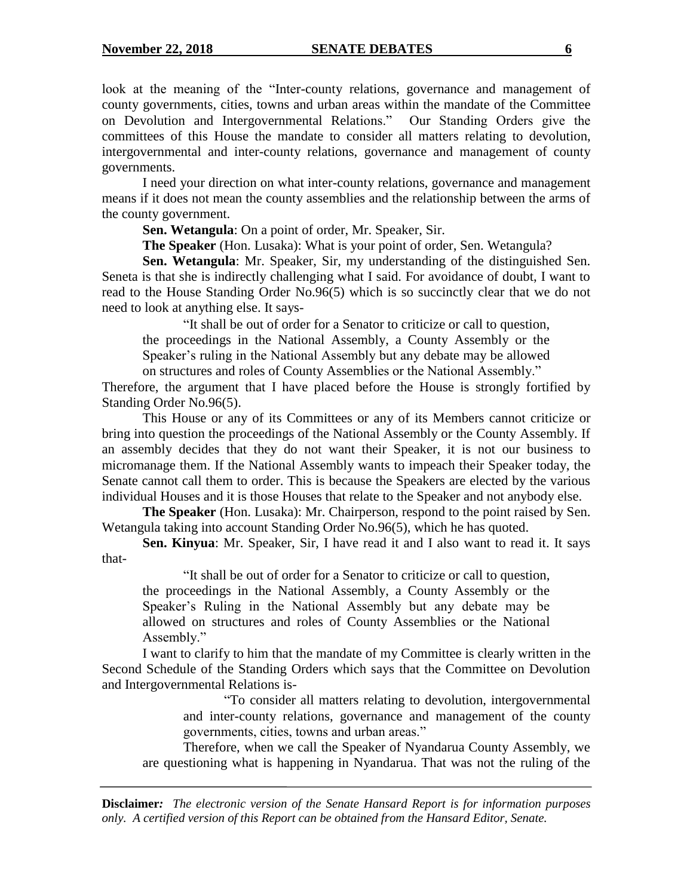look at the meaning of the "Inter-county relations, governance and management of county governments, cities, towns and urban areas within the mandate of the Committee on Devolution and Intergovernmental Relations." Our Standing Orders give the committees of this House the mandate to consider all matters relating to devolution, intergovernmental and inter-county relations, governance and management of county governments.

I need your direction on what inter-county relations, governance and management means if it does not mean the county assemblies and the relationship between the arms of the county government.

**Sen. Wetangula**: On a point of order, Mr. Speaker, Sir.

**The Speaker** (Hon. Lusaka): What is your point of order, Sen. Wetangula?

**Sen. Wetangula**: Mr. Speaker, Sir, my understanding of the distinguished Sen. Seneta is that she is indirectly challenging what I said. For avoidance of doubt, I want to read to the House Standing Order No.96(5) which is so succinctly clear that we do not need to look at anything else. It says-

> "It shall be out of order for a Senator to criticize or call to question, the proceedings in the National Assembly, a County Assembly or the Speaker's ruling in the National Assembly but any debate may be allowed on structures and roles of County Assemblies or the National Assembly."

Therefore, the argument that I have placed before the House is strongly fortified by Standing Order No.96(5).

This House or any of its Committees or any of its Members cannot criticize or bring into question the proceedings of the National Assembly or the County Assembly. If an assembly decides that they do not want their Speaker, it is not our business to micromanage them. If the National Assembly wants to impeach their Speaker today, the Senate cannot call them to order. This is because the Speakers are elected by the various individual Houses and it is those Houses that relate to the Speaker and not anybody else.

**The Speaker** (Hon. Lusaka): Mr. Chairperson, respond to the point raised by Sen. Wetangula taking into account Standing Order No.96(5), which he has quoted.

**Sen. Kinyua**: Mr. Speaker, Sir, I have read it and I also want to read it. It says that-

> "It shall be out of order for a Senator to criticize or call to question, the proceedings in the National Assembly, a County Assembly or the Speaker's Ruling in the National Assembly but any debate may be allowed on structures and roles of County Assemblies or the National Assembly."

I want to clarify to him that the mandate of my Committee is clearly written in the Second Schedule of the Standing Orders which says that the Committee on Devolution and Intergovernmental Relations is-

> "To consider all matters relating to devolution, intergovernmental and inter-county relations, governance and management of the county governments, cities, towns and urban areas."
>
> Therefore, when we call the Speaker of Nyandarua County Assembly, we are questioning what is happening in Nyandarua. That was not the ruling of the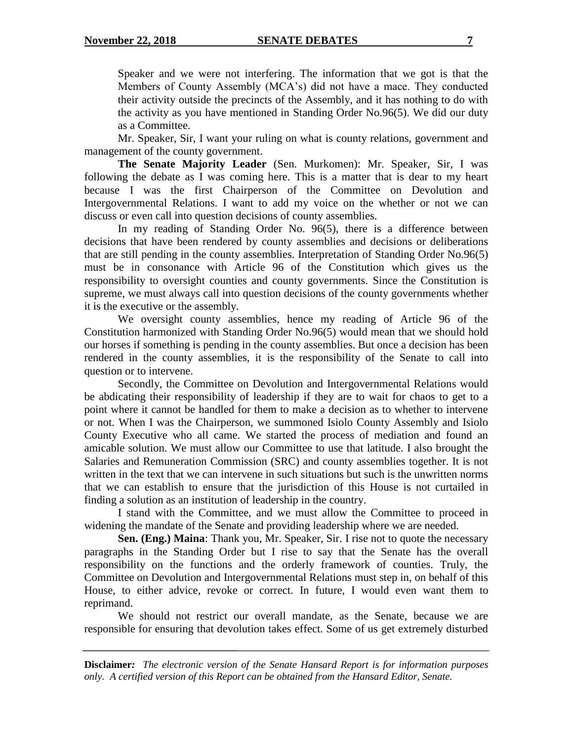Speaker and we were not interfering. The information that we got is that the Members of County Assembly (MCA's) did not have a mace. They conducted their activity outside the precincts of the Assembly, and it has nothing to do with the activity as you have mentioned in Standing Order No.96(5). We did our duty as a Committee.

Mr. Speaker, Sir, I want your ruling on what is county relations, government and management of the county government.

**The Senate Majority Leader** (Sen. Murkomen): Mr. Speaker, Sir, I was following the debate as I was coming here. This is a matter that is dear to my heart because I was the first Chairperson of the Committee on Devolution and Intergovernmental Relations. I want to add my voice on the whether or not we can discuss or even call into question decisions of county assemblies.

In my reading of Standing Order No. 96(5), there is a difference between decisions that have been rendered by county assemblies and decisions or deliberations that are still pending in the county assemblies. Interpretation of Standing Order No.96(5) must be in consonance with Article 96 of the Constitution which gives us the responsibility to oversight counties and county governments. Since the Constitution is supreme, we must always call into question decisions of the county governments whether it is the executive or the assembly.

We oversight county assemblies, hence my reading of Article 96 of the Constitution harmonized with Standing Order No.96(5) would mean that we should hold our horses if something is pending in the county assemblies. But once a decision has been rendered in the county assemblies, it is the responsibility of the Senate to call into question or to intervene.

Secondly, the Committee on Devolution and Intergovernmental Relations would be abdicating their responsibility of leadership if they are to wait for chaos to get to a point where it cannot be handled for them to make a decision as to whether to intervene or not. When I was the Chairperson, we summoned Isiolo County Assembly and Isiolo County Executive who all came. We started the process of mediation and found an amicable solution. We must allow our Committee to use that latitude. I also brought the Salaries and Remuneration Commission (SRC) and county assemblies together. It is not written in the text that we can intervene in such situations but such is the unwritten norms that we can establish to ensure that the jurisdiction of this House is not curtailed in finding a solution as an institution of leadership in the country.

I stand with the Committee, and we must allow the Committee to proceed in widening the mandate of the Senate and providing leadership where we are needed.

**Sen. (Eng.) Maina**: Thank you, Mr. Speaker, Sir. I rise not to quote the necessary paragraphs in the Standing Order but I rise to say that the Senate has the overall responsibility on the functions and the orderly framework of counties. Truly, the Committee on Devolution and Intergovernmental Relations must step in, on behalf of this House, to either advice, revoke or correct. In future, I would even want them to reprimand.

We should not restrict our overall mandate, as the Senate, because we are responsible for ensuring that devolution takes effect. Some of us get extremely disturbed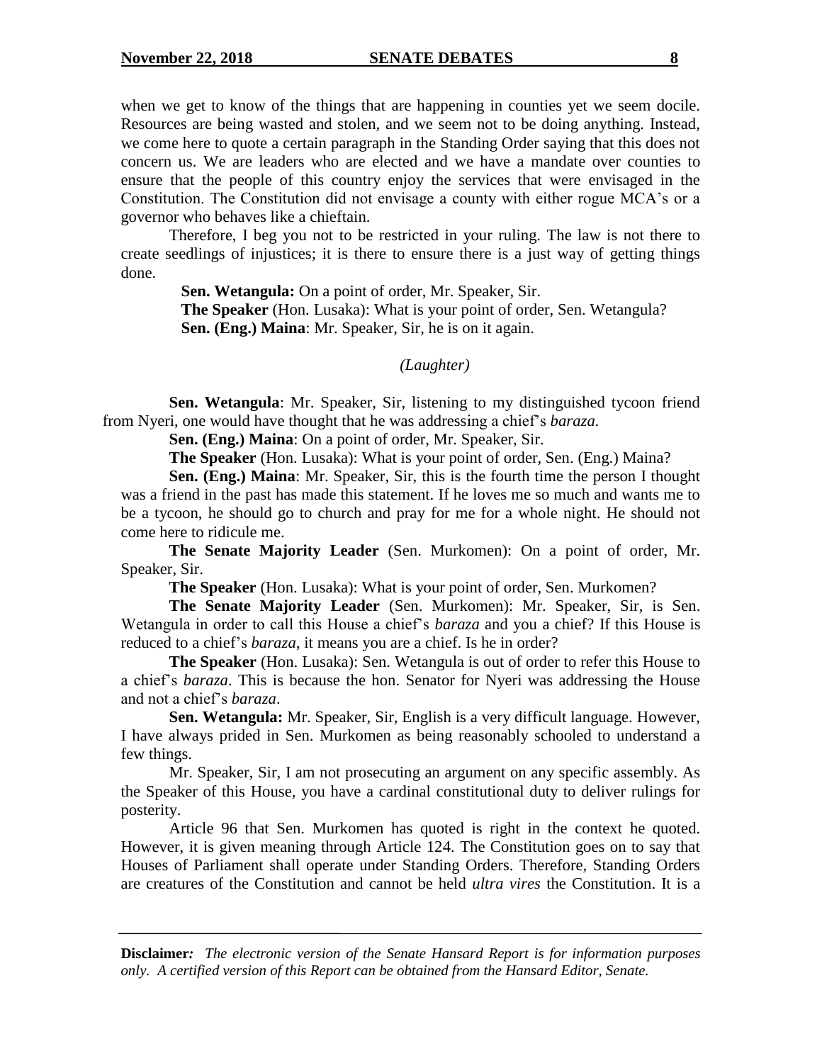when we get to know of the things that are happening in counties yet we seem docile. Resources are being wasted and stolen, and we seem not to be doing anything. Instead, we come here to quote a certain paragraph in the Standing Order saying that this does not concern us. We are leaders who are elected and we have a mandate over counties to ensure that the people of this country enjoy the services that were envisaged in the Constitution. The Constitution did not envisage a county with either rogue MCA's or a governor who behaves like a chieftain.

Therefore, I beg you not to be restricted in your ruling. The law is not there to create seedlings of injustices; it is there to ensure there is a just way of getting things done.

**Sen. Wetangula:** On a point of order, Mr. Speaker, Sir.

**The Speaker** (Hon. Lusaka): What is your point of order, Sen. Wetangula?

**Sen. (Eng.) Maina**: Mr. Speaker, Sir, he is on it again.

*(Laughter)*

**Sen. Wetangula**: Mr. Speaker, Sir, listening to my distinguished tycoon friend from Nyeri, one would have thought that he was addressing a chief's *baraza.*

**Sen. (Eng.) Maina**: On a point of order, Mr. Speaker, Sir.

**The Speaker** (Hon. Lusaka): What is your point of order, Sen. (Eng.) Maina?

**Sen. (Eng.) Maina**: Mr. Speaker, Sir, this is the fourth time the person I thought was a friend in the past has made this statement. If he loves me so much and wants me to be a tycoon, he should go to church and pray for me for a whole night. He should not come here to ridicule me.

**The Senate Majority Leader** (Sen. Murkomen): On a point of order, Mr. Speaker, Sir.

**The Speaker** (Hon. Lusaka): What is your point of order, Sen. Murkomen?

**The Senate Majority Leader** (Sen. Murkomen): Mr. Speaker, Sir, is Sen. Wetangula in order to call this House a chief's *baraza* and you a chief? If this House is reduced to a chief's *baraza*, it means you are a chief. Is he in order?

**The Speaker** (Hon. Lusaka): Sen. Wetangula is out of order to refer this House to a chief's *baraza*. This is because the hon. Senator for Nyeri was addressing the House and not a chief's *baraza*.

**Sen. Wetangula:** Mr. Speaker, Sir, English is a very difficult language. However, I have always prided in Sen. Murkomen as being reasonably schooled to understand a few things.

Mr. Speaker, Sir, I am not prosecuting an argument on any specific assembly. As the Speaker of this House, you have a cardinal constitutional duty to deliver rulings for posterity.

Article 96 that Sen. Murkomen has quoted is right in the context he quoted. However, it is given meaning through Article 124. The Constitution goes on to say that Houses of Parliament shall operate under Standing Orders. Therefore, Standing Orders are creatures of the Constitution and cannot be held *ultra vires* the Constitution. It is a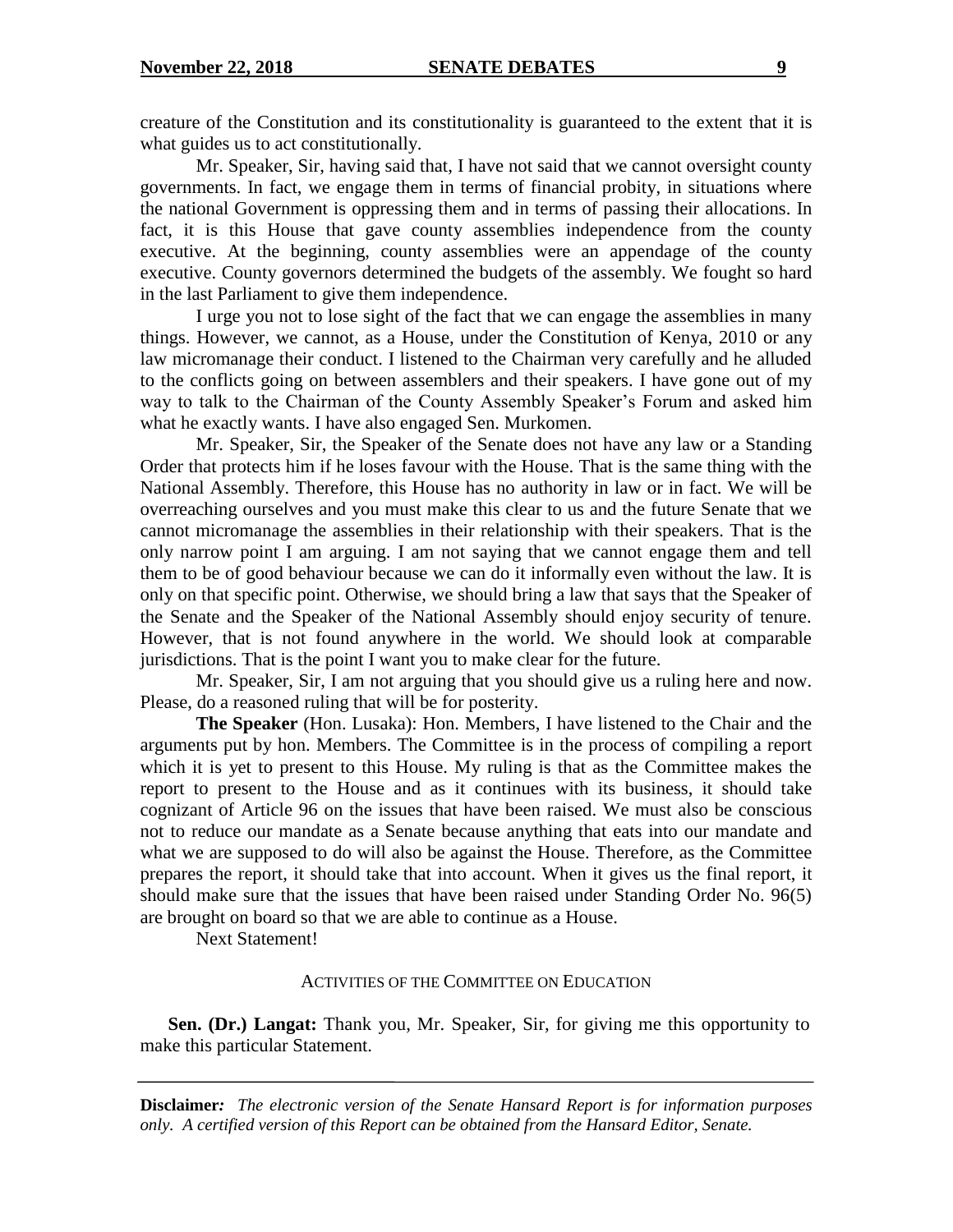creature of the Constitution and its constitutionality is guaranteed to the extent that it is what guides us to act constitutionally.

Mr. Speaker, Sir, having said that, I have not said that we cannot oversight county governments. In fact, we engage them in terms of financial probity, in situations where the national Government is oppressing them and in terms of passing their allocations. In fact, it is this House that gave county assemblies independence from the county executive. At the beginning, county assemblies were an appendage of the county executive. County governors determined the budgets of the assembly. We fought so hard in the last Parliament to give them independence.

I urge you not to lose sight of the fact that we can engage the assemblies in many things. However, we cannot, as a House, under the Constitution of Kenya, 2010 or any law micromanage their conduct. I listened to the Chairman very carefully and he alluded to the conflicts going on between assemblers and their speakers. I have gone out of my way to talk to the Chairman of the County Assembly Speaker's Forum and asked him what he exactly wants. I have also engaged Sen. Murkomen.

Mr. Speaker, Sir, the Speaker of the Senate does not have any law or a Standing Order that protects him if he loses favour with the House. That is the same thing with the National Assembly. Therefore, this House has no authority in law or in fact. We will be overreaching ourselves and you must make this clear to us and the future Senate that we cannot micromanage the assemblies in their relationship with their speakers. That is the only narrow point I am arguing. I am not saying that we cannot engage them and tell them to be of good behaviour because we can do it informally even without the law. It is only on that specific point. Otherwise, we should bring a law that says that the Speaker of the Senate and the Speaker of the National Assembly should enjoy security of tenure. However, that is not found anywhere in the world. We should look at comparable jurisdictions. That is the point I want you to make clear for the future.

Mr. Speaker, Sir, I am not arguing that you should give us a ruling here and now. Please, do a reasoned ruling that will be for posterity.

**The Speaker** (Hon. Lusaka): Hon. Members, I have listened to the Chair and the arguments put by hon. Members. The Committee is in the process of compiling a report which it is yet to present to this House. My ruling is that as the Committee makes the report to present to the House and as it continues with its business, it should take cognizant of Article 96 on the issues that have been raised. We must also be conscious not to reduce our mandate as a Senate because anything that eats into our mandate and what we are supposed to do will also be against the House. Therefore, as the Committee prepares the report, it should take that into account. When it gives us the final report, it should make sure that the issues that have been raised under Standing Order No. 96(5) are brought on board so that we are able to continue as a House.

Next Statement!

ACTIVITIES OF THE COMMITTEE ON EDUCATION

**Sen. (Dr.) Langat:** Thank you, Mr. Speaker, Sir, for giving me this opportunity to make this particular Statement.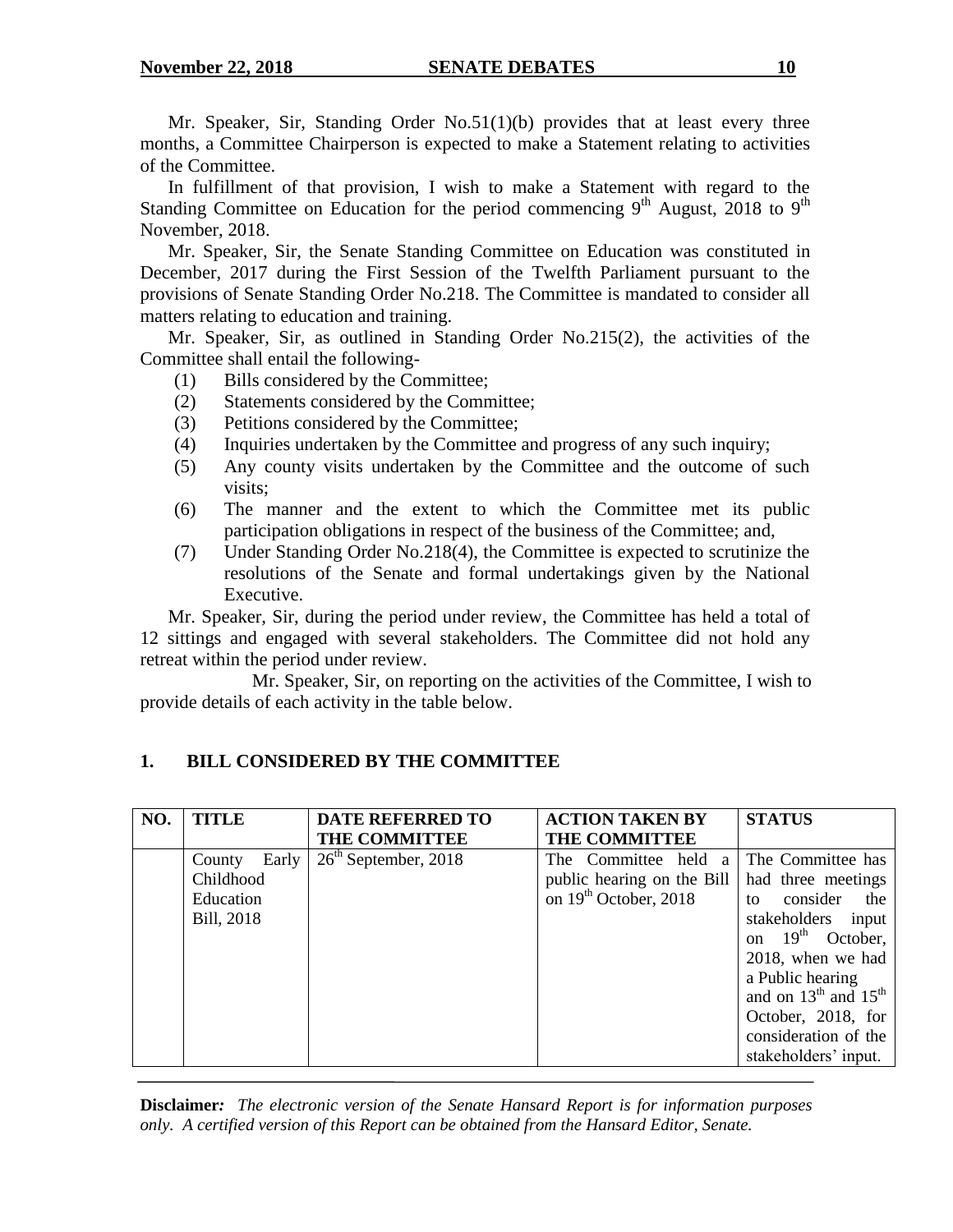Mr. Speaker, Sir, Standing Order No.51(1)(b) provides that at least every three months, a Committee Chairperson is expected to make a Statement relating to activities of the Committee.

In fulfillment of that provision, I wish to make a Statement with regard to the Standing Committee on Education for the period commencing 9th August, 2018 to 9th November, 2018.

Mr. Speaker, Sir, the Senate Standing Committee on Education was constituted in December, 2017 during the First Session of the Twelfth Parliament pursuant to the provisions of Senate Standing Order No.218. The Committee is mandated to consider all matters relating to education and training.

Mr. Speaker, Sir, as outlined in Standing Order No.215(2), the activities of the Committee shall entail the following-

(1) Bills considered by the Committee;
(2) Statements considered by the Committee;
(3) Petitions considered by the Committee;
(4) Inquiries undertaken by the Committee and progress of any such inquiry;
(5) Any county visits undertaken by the Committee and the outcome of such visits;
(6) The manner and the extent to which the Committee met its public participation obligations in respect of the business of the Committee; and,
(7) Under Standing Order No.218(4), the Committee is expected to scrutinize the resolutions of the Senate and formal undertakings given by the National Executive.

Mr. Speaker, Sir, during the period under review, the Committee has held a total of 12 sittings and engaged with several stakeholders. The Committee did not hold any retreat within the period under review.

Mr. Speaker, Sir, on reporting on the activities of the Committee, I wish to provide details of each activity in the table below.

## 1. BILL CONSIDERED BY THE COMMITTEE

| NO. | TITLE | DATE REFERRED TO THE COMMITTEE | ACTION TAKEN BY THE COMMITTEE | STATUS |
|---|---|---|---|---|
| | County Early Childhood Education Bill, 2018 | 26th September, 2018 | The Committee held a public hearing on the Bill on 19th October, 2018 | The Committee has had three meetings to consider the stakeholders input on 19th October, 2018, when we had a Public hearing and on 13th and 15th October, 2018, for consideration of the stakeholders' input. |

**Disclaimer:** *The electronic version of the Senate Hansard Report is for information purposes only. A certified version of this Report can be obtained from the Hansard Editor, Senate.*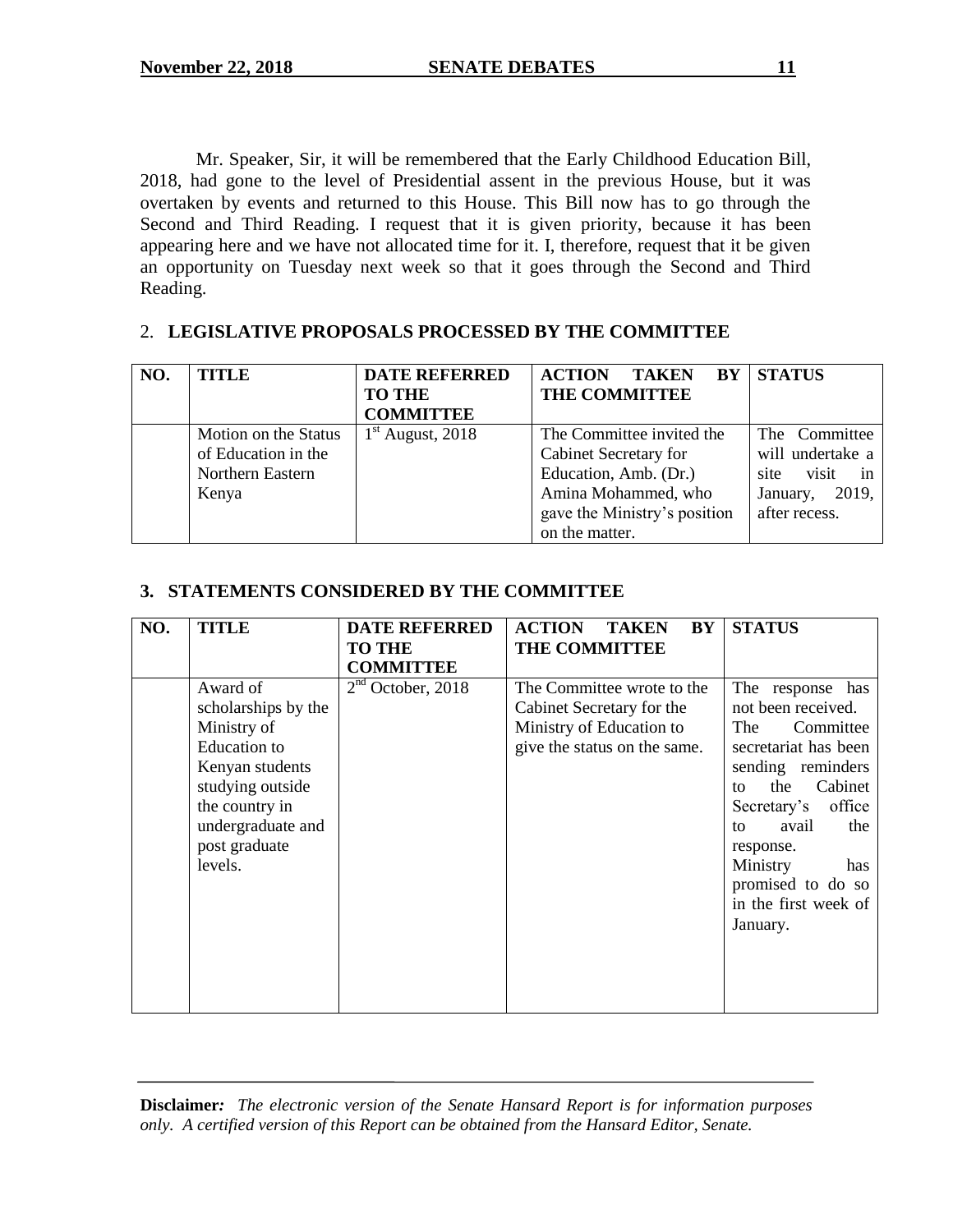Mr. Speaker, Sir, it will be remembered that the Early Childhood Education Bill, 2018, had gone to the level of Presidential assent in the previous House, but it was overtaken by events and returned to this House. This Bill now has to go through the Second and Third Reading. I request that it is given priority, because it has been appearing here and we have not allocated time for it. I, therefore, request that it be given an opportunity on Tuesday next week so that it goes through the Second and Third Reading.

## 2. LEGISLATIVE PROPOSALS PROCESSED BY THE COMMITTEE

| NO. | TITLE | DATE REFERRED TO THE COMMITTEE | ACTION TAKEN BY THE COMMITTEE | STATUS |
|---|---|---|---|---|
| | Motion on the Status of Education in the Northern Eastern Kenya | 1st August, 2018 | The Committee invited the Cabinet Secretary for Education, Amb. (Dr.) Amina Mohammed, who gave the Ministry's position on the matter. | The Committee will undertake a site visit in January, 2019, after recess. |

## 3. STATEMENTS CONSIDERED BY THE COMMITTEE

| NO. | TITLE | DATE REFERRED TO THE COMMITTEE | ACTION TAKEN BY THE COMMITTEE | STATUS |
|---|---|---|---|---|
| | Award of scholarships by the Ministry of Education to Kenyan students studying outside the country in undergraduate and post graduate levels. | 2nd October, 2018 | The Committee wrote to the Cabinet Secretary for the Ministry of Education to give the status on the same. | The response has not been received. The Committee secretariat has been sending reminders to the Cabinet Secretary's office to avail the response. Ministry has promised to do so in the first week of January. |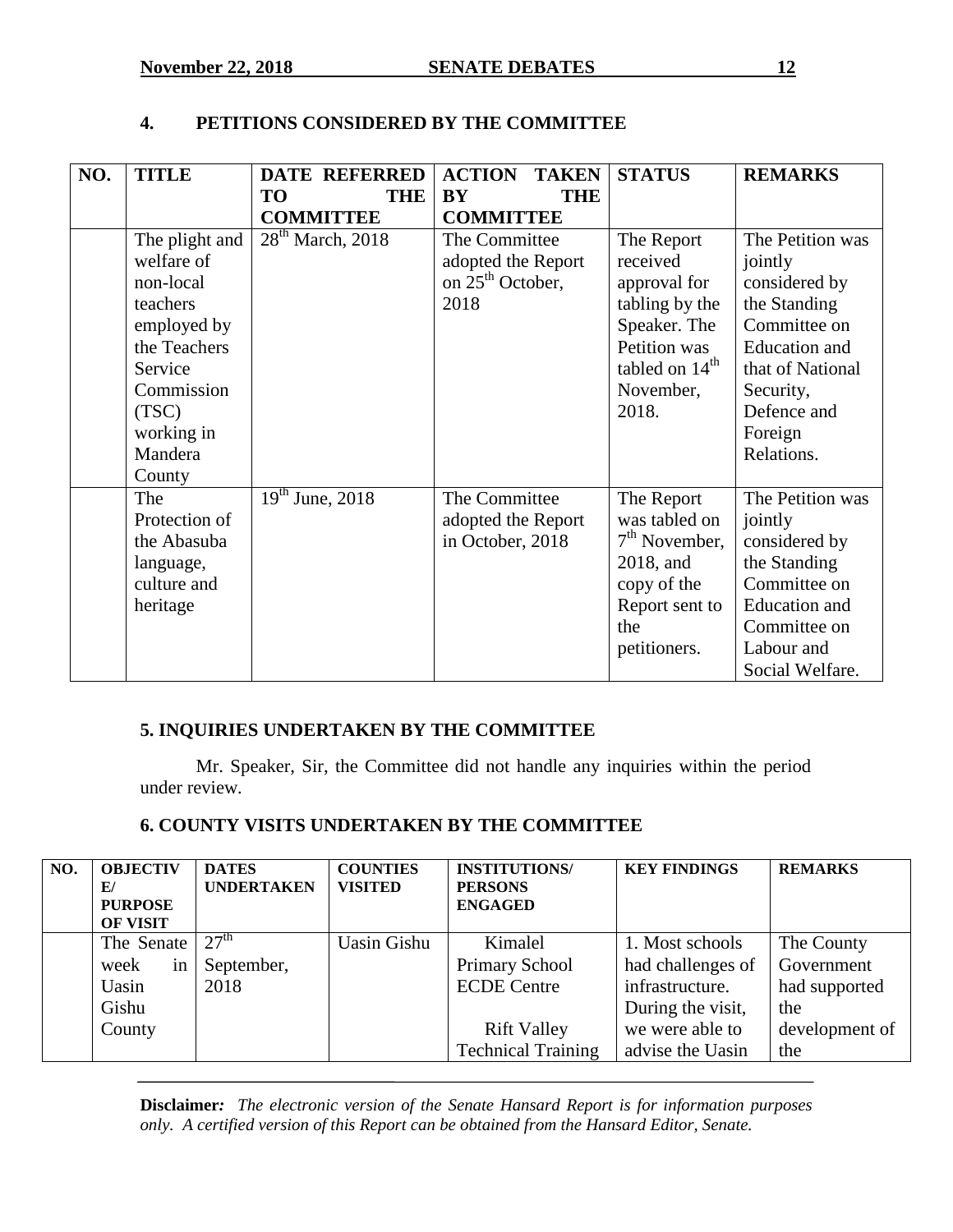## 4. PETITIONS CONSIDERED BY THE COMMITTEE

| NO. | TITLE | DATE REFERRED TO THE COMMITTEE | ACTION TAKEN BY THE COMMITTEE | STATUS | REMARKS |
|---|---|---|---|---|---|
| | The plight and welfare of non-local teachers employed by the Teachers Service Commission (TSC) working in Mandera County | 28th March, 2018 | The Committee adopted the Report on 25th October, 2018 | The Report received approval for tabling by the Speaker. The Petition was tabled on 14th November, 2018. | The Petition was jointly considered by the Standing Committee on Education and that of National Security, Defence and Foreign Relations. |
| | The Protection of the Abasuba language, culture and heritage | 19th June, 2018 | The Committee adopted the Report in October, 2018 | The Report was tabled on 7th November, 2018, and copy of the Report sent to the petitioners. | The Petition was jointly considered by the Standing Committee on Education and Committee on Labour and Social Welfare. |

## 5. INQUIRIES UNDERTAKEN BY THE COMMITTEE

Mr. Speaker, Sir, the Committee did not handle any inquiries within the period under review.

## 6. COUNTY VISITS UNDERTAKEN BY THE COMMITTEE

| NO. | OBJECTIVE/ PURPOSE OF VISIT | DATES UNDERTAKEN | COUNTIES VISITED | INSTITUTIONS/ PERSONS ENGAGED | KEY FINDINGS | REMARKS |
|---|---|---|---|---|---|---|
| | The Senate week in Uasin Gishu County | 27th September, 2018 | Uasin Gishu | Kimalel Primary School ECDE Centre<br><br>Rift Valley Technical Training | 1. Most schools had challenges of infrastructure. During the visit, we were able to advise the Uasin | The County Government had supported the development of the |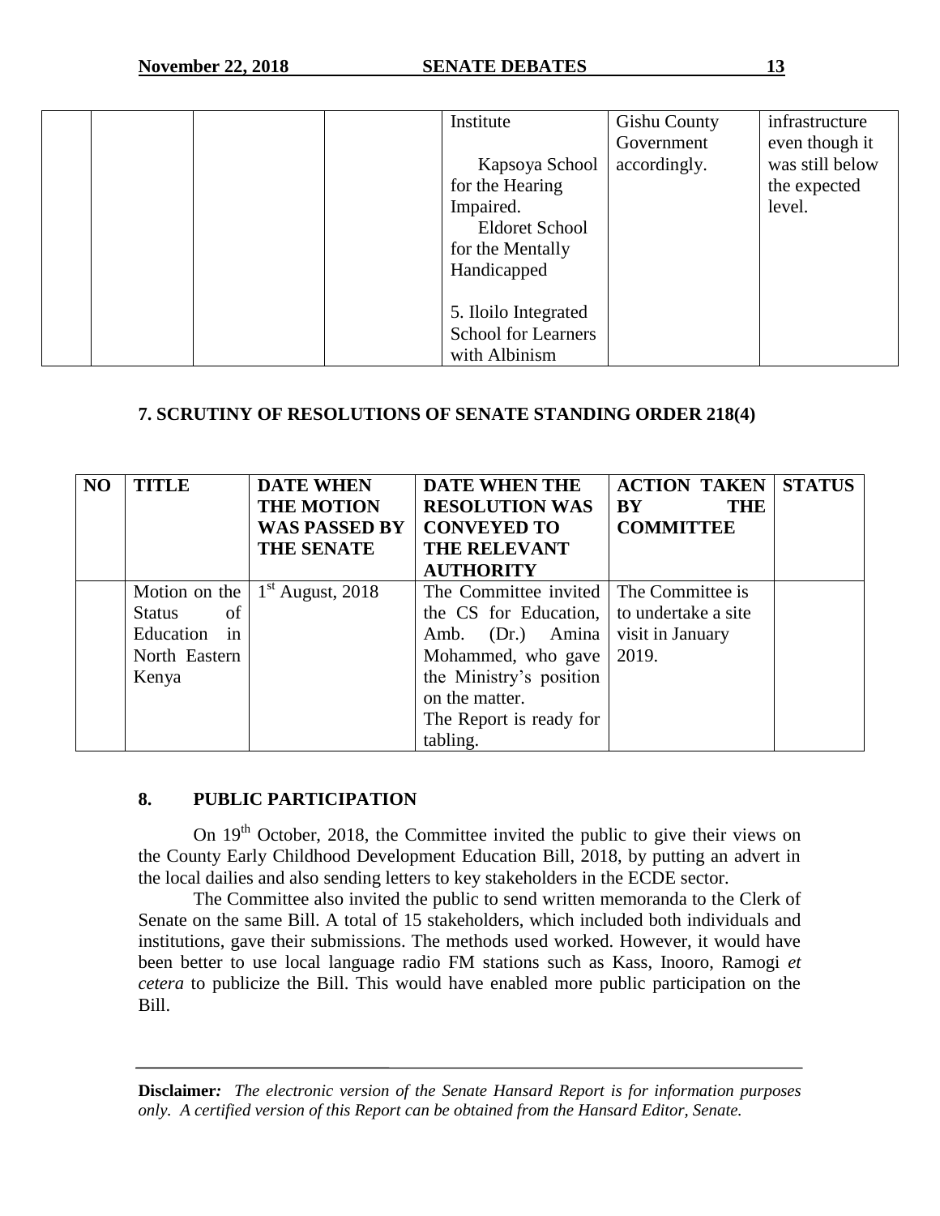| | | | | Institute<br><br>Kapsoya School for the Hearing Impaired.<br>Eldoret School for the Mentally Handicapped<br><br>5. Iloilo Integrated School for Learners with Albinism | Gishu County Government accordingly. | infrastructure even though it was still below the expected level. |
|---|---|---|---|---|---|---|

**7. SCRUTINY OF RESOLUTIONS OF SENATE STANDING ORDER 218(4)**

| NO | TITLE | DATE WHEN THE MOTION WAS PASSED BY THE SENATE | DATE WHEN THE RESOLUTION WAS CONVEYED TO THE RELEVANT AUTHORITY | ACTION TAKEN BY THE COMMITTEE | STATUS |
|---|---|---|---|---|---|
| | Motion on the Status of Education in North Eastern Kenya | 1st August, 2018 | The Committee invited the CS for Education, Amb. (Dr.) Amina Mohammed, who gave the Ministry's position on the matter.<br>The Report is ready for tabling. | The Committee is to undertake a site visit in January 2019. | |

**8. PUBLIC PARTICIPATION**

On 19th October, 2018, the Committee invited the public to give their views on the County Early Childhood Development Education Bill, 2018, by putting an advert in the local dailies and also sending letters to key stakeholders in the ECDE sector.

The Committee also invited the public to send written memoranda to the Clerk of Senate on the same Bill. A total of 15 stakeholders, which included both individuals and institutions, gave their submissions. The methods used worked. However, it would have been better to use local language radio FM stations such as Kass, Inooro, Ramogi *et cetera* to publicize the Bill. This would have enabled more public participation on the Bill.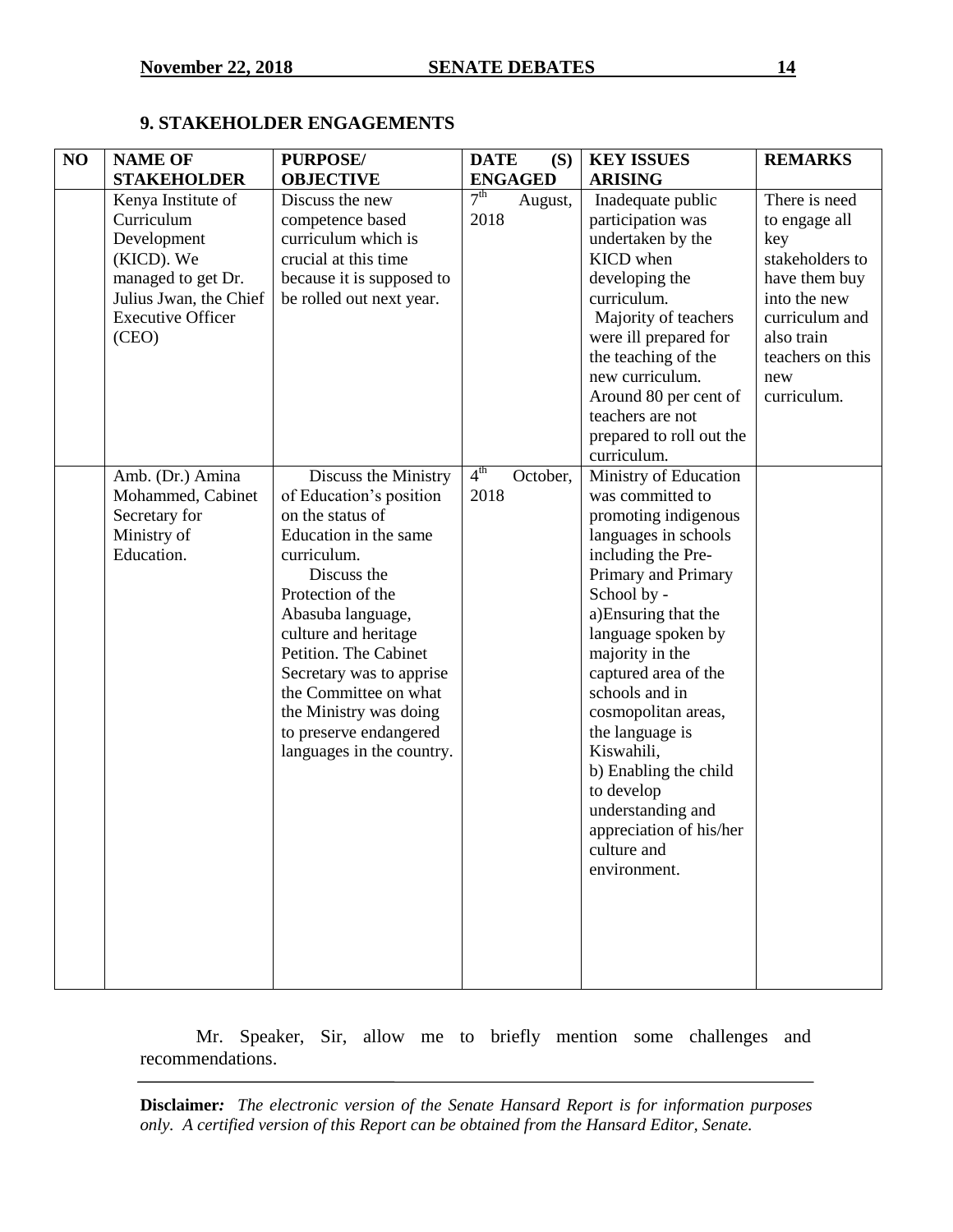## 9. STAKEHOLDER ENGAGEMENTS

| NO | NAME OF STAKEHOLDER | PURPOSE/ OBJECTIVE | DATE (S) ENGAGED | KEY ISSUES ARISING | REMARKS |
|---|---|---|---|---|---|
| | Kenya Institute of Curriculum Development (KICD). We managed to get Dr. Julius Jwan, the Chief Executive Officer (CEO) | Discuss the new competence based curriculum which is crucial at this time because it is supposed to be rolled out next year. | 7th August, 2018 | Inadequate public participation was undertaken by the KICD when developing the curriculum. Majority of teachers were ill prepared for the teaching of the new curriculum. Around 80 per cent of teachers are not prepared to roll out the curriculum. | There is need to engage all key stakeholders to have them buy into the new curriculum and also train teachers on this new curriculum. |
| | Amb. (Dr.) Amina Mohammed, Cabinet Secretary for Ministry of Education. | Discuss the Ministry of Education's position on the status of Education in the same curriculum. Discuss the Protection of the Abasuba language, culture and heritage Petition. The Cabinet Secretary was to apprise the Committee on what the Ministry was doing to preserve endangered languages in the country. | 4th October, 2018 | Ministry of Education was committed to promoting indigenous languages in schools including the Pre-Primary and Primary School by - a)Ensuring that the language spoken by majority in the captured area of the schools and in cosmopolitan areas, the language is Kiswahili, b) Enabling the child to develop understanding and appreciation of his/her culture and environment. | |

Mr. Speaker, Sir, allow me to briefly mention some challenges and recommendations.

**Disclaimer:** *The electronic version of the Senate Hansard Report is for information purposes only. A certified version of this Report can be obtained from the Hansard Editor, Senate.*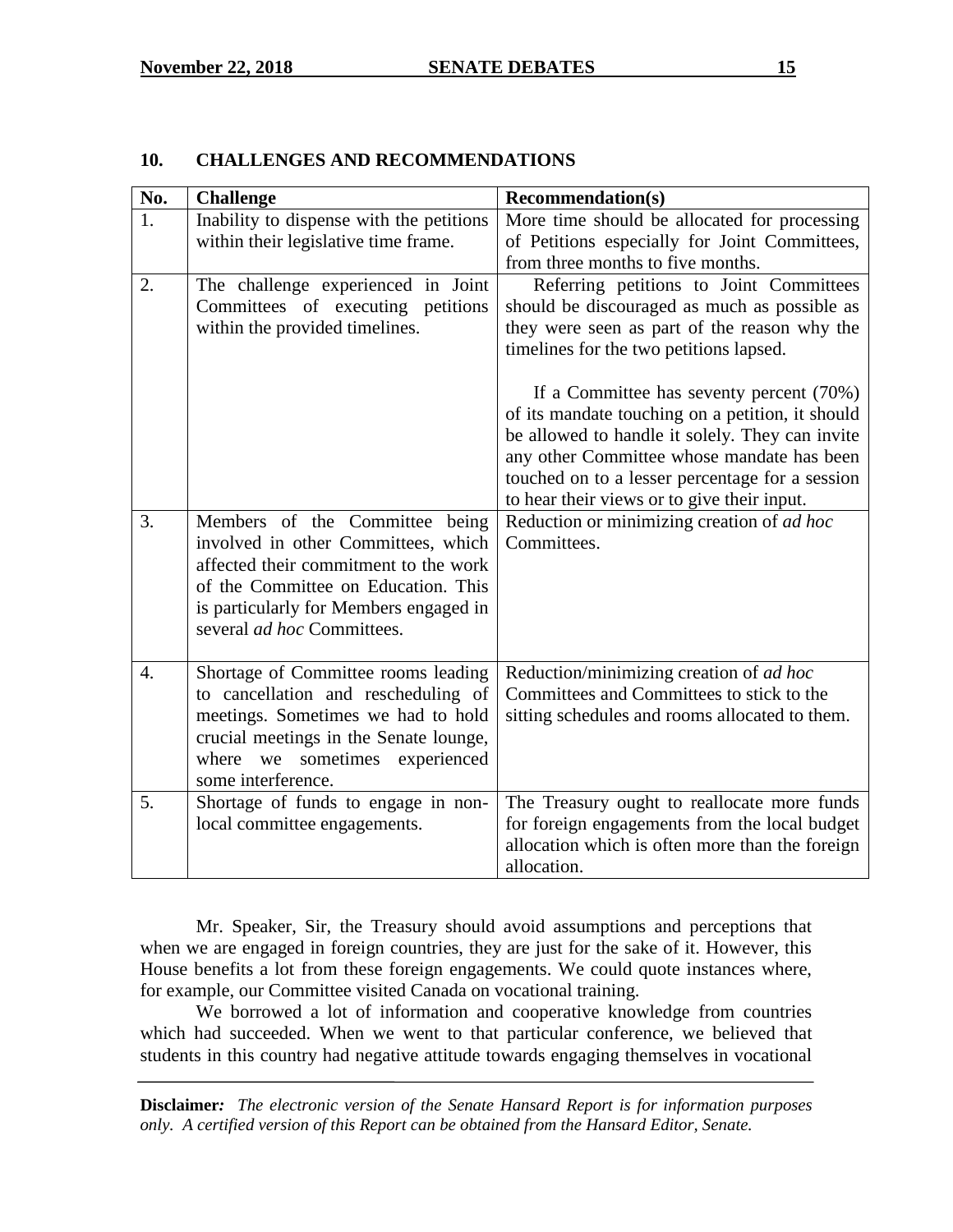## 10. CHALLENGES AND RECOMMENDATIONS

| No. | Challenge | Recommendation(s) |
|---|---|---|
| 1. | Inability to dispense with the petitions within their legislative time frame. | More time should be allocated for processing of Petitions especially for Joint Committees, from three months to five months. |
| 2. | The challenge experienced in Joint Committees of executing petitions within the provided timelines. | Referring petitions to Joint Committees should be discouraged as much as possible as they were seen as part of the reason why the timelines for the two petitions lapsed. <br><br> If a Committee has seventy percent (70%) of its mandate touching on a petition, it should be allowed to handle it solely. They can invite any other Committee whose mandate has been touched on to a lesser percentage for a session to hear their views or to give their input. |
| 3. | Members of the Committee being involved in other Committees, which affected their commitment to the work of the Committee on Education. This is particularly for Members engaged in several *ad hoc* Committees. | Reduction or minimizing creation of *ad hoc* Committees. |
| 4. | Shortage of Committee rooms leading to cancellation and rescheduling of meetings. Sometimes we had to hold crucial meetings in the Senate lounge, where we sometimes experienced some interference. | Reduction/minimizing creation of *ad hoc* Committees and Committees to stick to the sitting schedules and rooms allocated to them. |
| 5. | Shortage of funds to engage in non-local committee engagements. | The Treasury ought to reallocate more funds for foreign engagements from the local budget allocation which is often more than the foreign allocation. |

Mr. Speaker, Sir, the Treasury should avoid assumptions and perceptions that when we are engaged in foreign countries, they are just for the sake of it. However, this House benefits a lot from these foreign engagements. We could quote instances where, for example, our Committee visited Canada on vocational training.

We borrowed a lot of information and cooperative knowledge from countries which had succeeded. When we went to that particular conference, we believed that students in this country had negative attitude towards engaging themselves in vocational

**Disclaimer:** *The electronic version of the Senate Hansard Report is for information purposes only. A certified version of this Report can be obtained from the Hansard Editor, Senate.*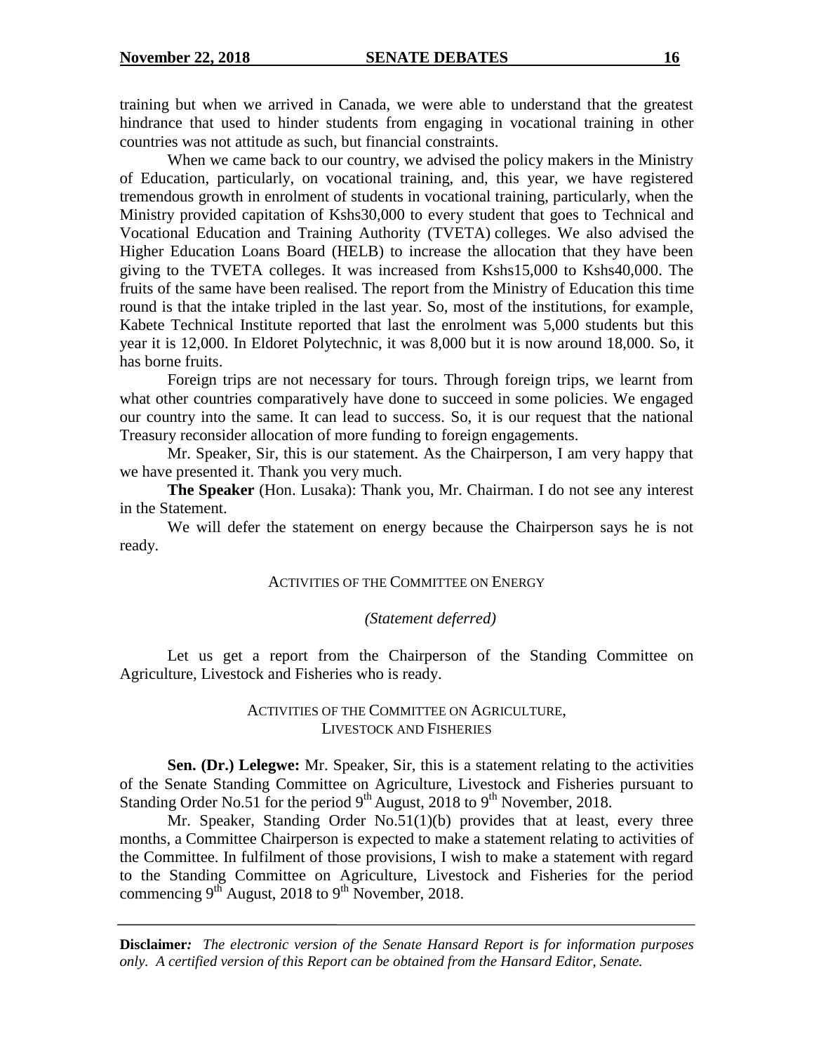training but when we arrived in Canada, we were able to understand that the greatest hindrance that used to hinder students from engaging in vocational training in other countries was not attitude as such, but financial constraints.

When we came back to our country, we advised the policy makers in the Ministry of Education, particularly, on vocational training, and, this year, we have registered tremendous growth in enrolment of students in vocational training, particularly, when the Ministry provided capitation of Kshs30,000 to every student that goes to Technical and Vocational Education and Training Authority (TVETA) colleges. We also advised the Higher Education Loans Board (HELB) to increase the allocation that they have been giving to the TVETA colleges. It was increased from Kshs15,000 to Kshs40,000. The fruits of the same have been realised. The report from the Ministry of Education this time round is that the intake tripled in the last year. So, most of the institutions, for example, Kabete Technical Institute reported that last the enrolment was 5,000 students but this year it is 12,000. In Eldoret Polytechnic, it was 8,000 but it is now around 18,000. So, it has borne fruits.

Foreign trips are not necessary for tours. Through foreign trips, we learnt from what other countries comparatively have done to succeed in some policies. We engaged our country into the same. It can lead to success. So, it is our request that the national Treasury reconsider allocation of more funding to foreign engagements.

Mr. Speaker, Sir, this is our statement. As the Chairperson, I am very happy that we have presented it. Thank you very much.

**The Speaker** (Hon. Lusaka): Thank you, Mr. Chairman. I do not see any interest in the Statement.

We will defer the statement on energy because the Chairperson says he is not ready.

ACTIVITIES OF THE COMMITTEE ON ENERGY

*(Statement deferred)*

Let us get a report from the Chairperson of the Standing Committee on Agriculture, Livestock and Fisheries who is ready.

ACTIVITIES OF THE COMMITTEE ON AGRICULTURE, LIVESTOCK AND FISHERIES

**Sen. (Dr.) Lelegwe:** Mr. Speaker, Sir, this is a statement relating to the activities of the Senate Standing Committee on Agriculture, Livestock and Fisheries pursuant to Standing Order No.51 for the period 9th August, 2018 to 9th November, 2018.

Mr. Speaker, Standing Order No.51(1)(b) provides that at least, every three months, a Committee Chairperson is expected to make a statement relating to activities of the Committee. In fulfilment of those provisions, I wish to make a statement with regard to the Standing Committee on Agriculture, Livestock and Fisheries for the period commencing 9th August, 2018 to 9th November, 2018.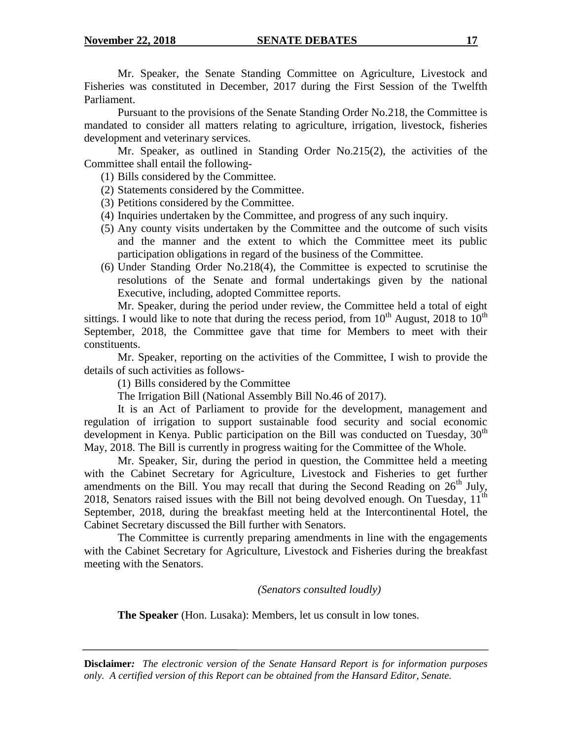Mr. Speaker, the Senate Standing Committee on Agriculture, Livestock and Fisheries was constituted in December, 2017 during the First Session of the Twelfth Parliament.

Pursuant to the provisions of the Senate Standing Order No.218, the Committee is mandated to consider all matters relating to agriculture, irrigation, livestock, fisheries development and veterinary services.

Mr. Speaker, as outlined in Standing Order No.215(2), the activities of the Committee shall entail the following-

(1) Bills considered by the Committee.
(2) Statements considered by the Committee.
(3) Petitions considered by the Committee.
(4) Inquiries undertaken by the Committee, and progress of any such inquiry.
(5) Any county visits undertaken by the Committee and the outcome of such visits and the manner and the extent to which the Committee meet its public participation obligations in regard of the business of the Committee.
(6) Under Standing Order No.218(4), the Committee is expected to scrutinise the resolutions of the Senate and formal undertakings given by the national Executive, including, adopted Committee reports.

Mr. Speaker, during the period under review, the Committee held a total of eight sittings. I would like to note that during the recess period, from 10th August, 2018 to 10th September, 2018, the Committee gave that time for Members to meet with their constituents.

Mr. Speaker, reporting on the activities of the Committee, I wish to provide the details of such activities as follows-

(1) Bills considered by the Committee

The Irrigation Bill (National Assembly Bill No.46 of 2017).

It is an Act of Parliament to provide for the development, management and regulation of irrigation to support sustainable food security and social economic development in Kenya. Public participation on the Bill was conducted on Tuesday, 30th May, 2018. The Bill is currently in progress waiting for the Committee of the Whole.

Mr. Speaker, Sir, during the period in question, the Committee held a meeting with the Cabinet Secretary for Agriculture, Livestock and Fisheries to get further amendments on the Bill. You may recall that during the Second Reading on 26th July, 2018, Senators raised issues with the Bill not being devolved enough. On Tuesday, 11th September, 2018, during the breakfast meeting held at the Intercontinental Hotel, the Cabinet Secretary discussed the Bill further with Senators.

The Committee is currently preparing amendments in line with the engagements with the Cabinet Secretary for Agriculture, Livestock and Fisheries during the breakfast meeting with the Senators.

*(Senators consulted loudly)*

**The Speaker** (Hon. Lusaka): Members, let us consult in low tones.

**Disclaimer:** *The electronic version of the Senate Hansard Report is for information purposes only. A certified version of this Report can be obtained from the Hansard Editor, Senate.*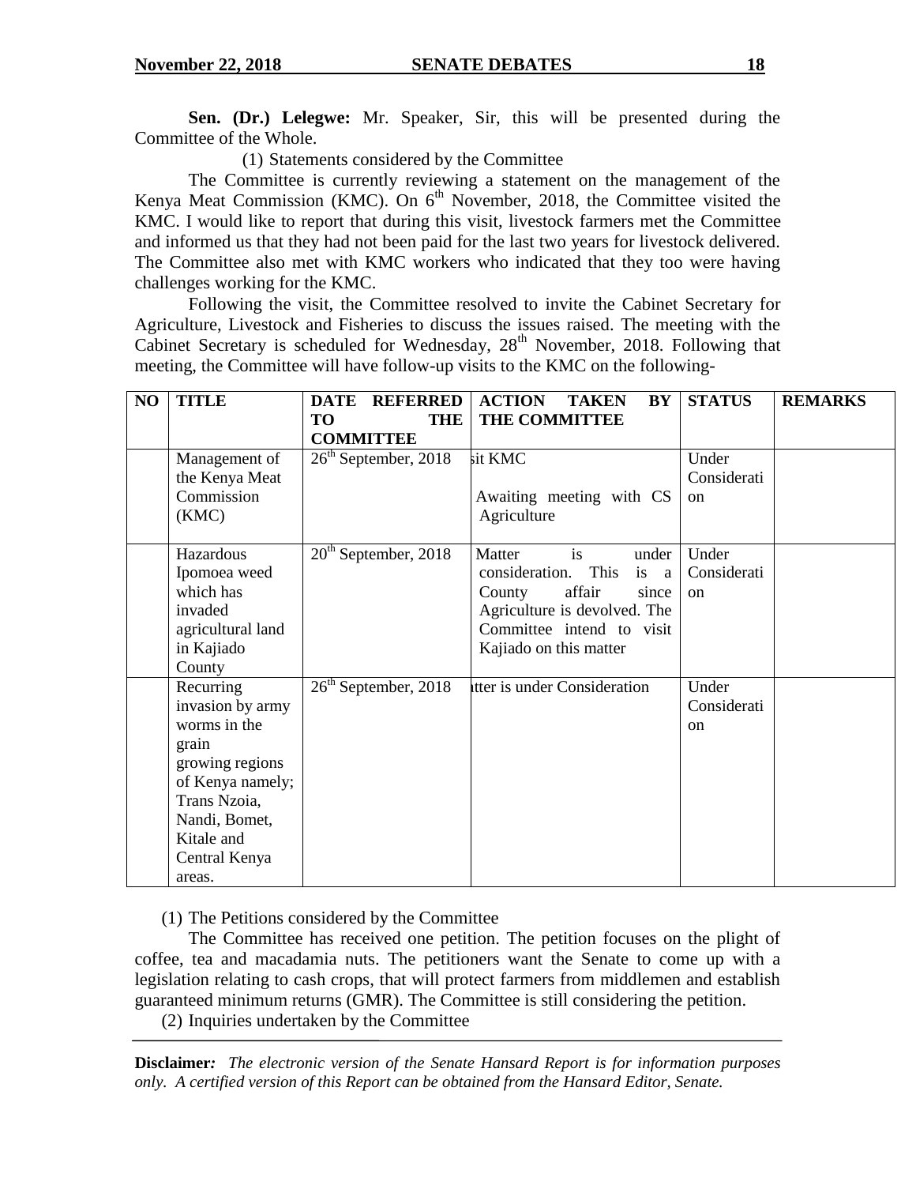**Sen. (Dr.) Lelegwe:** Mr. Speaker, Sir, this will be presented during the Committee of the Whole.

(1) Statements considered by the Committee

The Committee is currently reviewing a statement on the management of the Kenya Meat Commission (KMC). On 6th November, 2018, the Committee visited the KMC. I would like to report that during this visit, livestock farmers met the Committee and informed us that they had not been paid for the last two years for livestock delivered. The Committee also met with KMC workers who indicated that they too were having challenges working for the KMC.

Following the visit, the Committee resolved to invite the Cabinet Secretary for Agriculture, Livestock and Fisheries to discuss the issues raised. The meeting with the Cabinet Secretary is scheduled for Wednesday, 28th November, 2018. Following that meeting, the Committee will have follow-up visits to the KMC on the following-

| NO | TITLE | DATE REFERRED TO THE COMMITTEE | ACTION TAKEN BY THE COMMITTEE | STATUS | REMARKS |
|---|---|---|---|---|---|
| | Management of the Kenya Meat Commission (KMC) | 26th September, 2018 | sit KMC<br><br>Awaiting meeting with CS Agriculture | Under Consideration | |
| | Hazardous Ipomoea weed which has invaded agricultural land in Kajiado County | 20th September, 2018 | Matter is under consideration. This is a County affair since Agriculture is devolved. The Committee intend to visit Kajiado on this matter | Under Consideration | |
| | Recurring invasion by army worms in the grain growing regions of Kenya namely; Trans Nzoia, Nandi, Bomet, Kitale and Central Kenya areas. | 26th September, 2018 | tter is under Consideration | Under Consideration | |

(1) The Petitions considered by the Committee

The Committee has received one petition. The petition focuses on the plight of coffee, tea and macadamia nuts. The petitioners want the Senate to come up with a legislation relating to cash crops, that will protect farmers from middlemen and establish guaranteed minimum returns (GMR). The Committee is still considering the petition.

(2) Inquiries undertaken by the Committee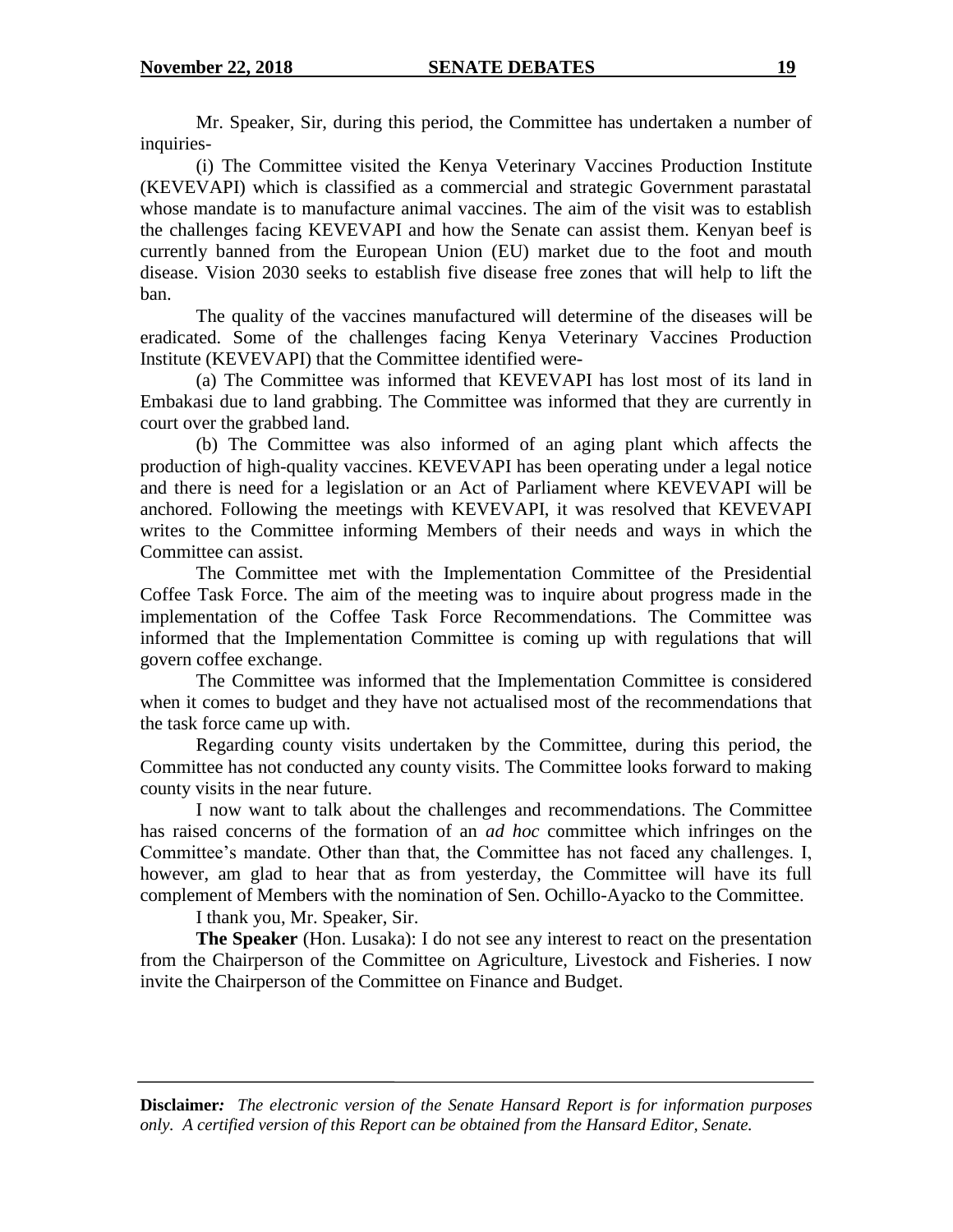Mr. Speaker, Sir, during this period, the Committee has undertaken a number of inquiries-

(i) The Committee visited the Kenya Veterinary Vaccines Production Institute (KEVEVAPI) which is classified as a commercial and strategic Government parastatal whose mandate is to manufacture animal vaccines. The aim of the visit was to establish the challenges facing KEVEVAPI and how the Senate can assist them. Kenyan beef is currently banned from the European Union (EU) market due to the foot and mouth disease. Vision 2030 seeks to establish five disease free zones that will help to lift the ban.

The quality of the vaccines manufactured will determine of the diseases will be eradicated. Some of the challenges facing Kenya Veterinary Vaccines Production Institute (KEVEVAPI) that the Committee identified were-

(a) The Committee was informed that KEVEVAPI has lost most of its land in Embakasi due to land grabbing. The Committee was informed that they are currently in court over the grabbed land.

(b) The Committee was also informed of an aging plant which affects the production of high-quality vaccines. KEVEVAPI has been operating under a legal notice and there is need for a legislation or an Act of Parliament where KEVEVAPI will be anchored. Following the meetings with KEVEVAPI, it was resolved that KEVEVAPI writes to the Committee informing Members of their needs and ways in which the Committee can assist.

The Committee met with the Implementation Committee of the Presidential Coffee Task Force. The aim of the meeting was to inquire about progress made in the implementation of the Coffee Task Force Recommendations. The Committee was informed that the Implementation Committee is coming up with regulations that will govern coffee exchange.

The Committee was informed that the Implementation Committee is considered when it comes to budget and they have not actualised most of the recommendations that the task force came up with.

Regarding county visits undertaken by the Committee, during this period, the Committee has not conducted any county visits. The Committee looks forward to making county visits in the near future.

I now want to talk about the challenges and recommendations. The Committee has raised concerns of the formation of an *ad hoc* committee which infringes on the Committee's mandate. Other than that, the Committee has not faced any challenges. I, however, am glad to hear that as from yesterday, the Committee will have its full complement of Members with the nomination of Sen. Ochillo-Ayacko to the Committee.

I thank you, Mr. Speaker, Sir.

**The Speaker** (Hon. Lusaka): I do not see any interest to react on the presentation from the Chairperson of the Committee on Agriculture, Livestock and Fisheries. I now invite the Chairperson of the Committee on Finance and Budget.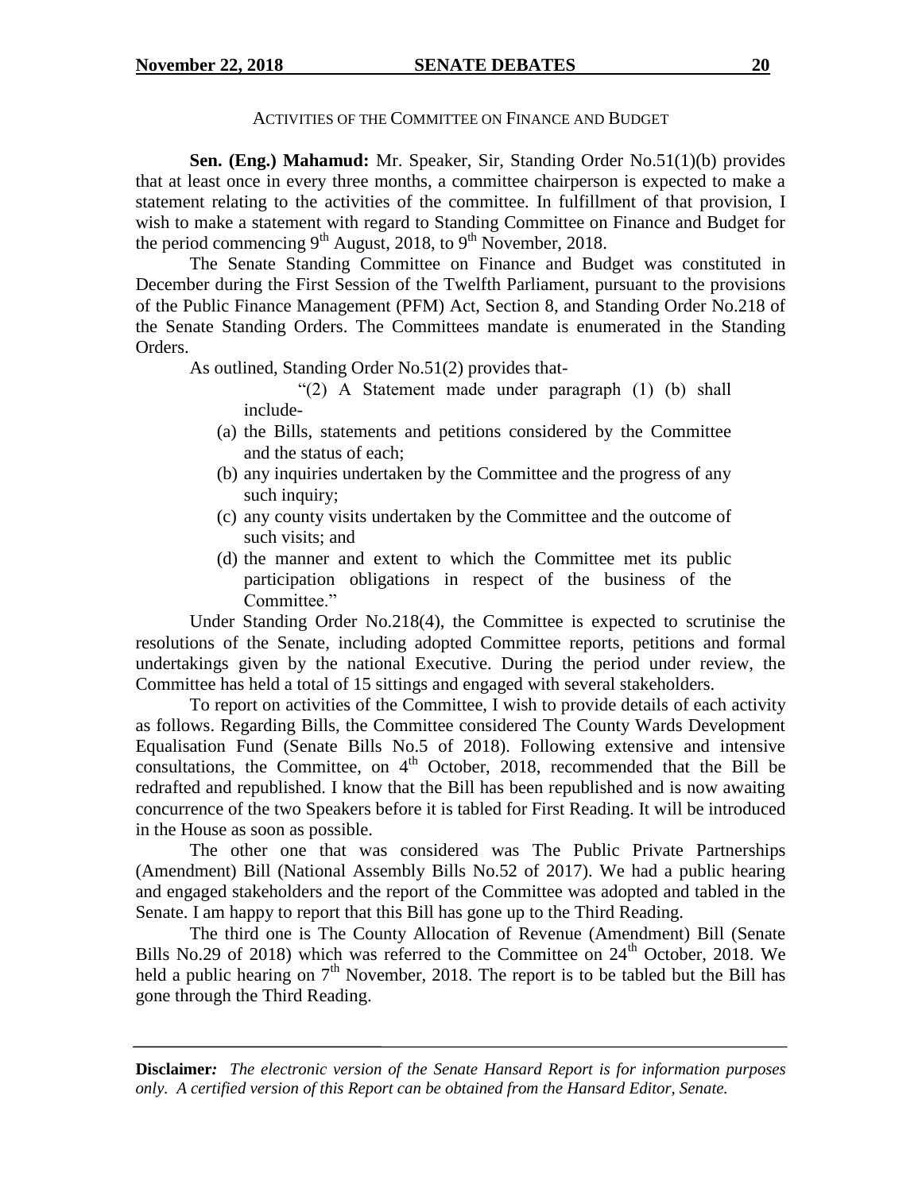ACTIVITIES OF THE COMMITTEE ON FINANCE AND BUDGET

**Sen. (Eng.) Mahamud:** Mr. Speaker, Sir, Standing Order No.51(1)(b) provides that at least once in every three months, a committee chairperson is expected to make a statement relating to the activities of the committee. In fulfillment of that provision, I wish to make a statement with regard to Standing Committee on Finance and Budget for the period commencing 9th August, 2018, to 9th November, 2018.

The Senate Standing Committee on Finance and Budget was constituted in December during the First Session of the Twelfth Parliament, pursuant to the provisions of the Public Finance Management (PFM) Act, Section 8, and Standing Order No.218 of the Senate Standing Orders. The Committees mandate is enumerated in the Standing Orders.

As outlined, Standing Order No.51(2) provides that-

> "(2) A Statement made under paragraph (1) (b) shall include-
> (a) the Bills, statements and petitions considered by the Committee and the status of each;
> (b) any inquiries undertaken by the Committee and the progress of any such inquiry;
> (c) any county visits undertaken by the Committee and the outcome of such visits; and
> (d) the manner and extent to which the Committee met its public participation obligations in respect of the business of the Committee."

Under Standing Order No.218(4), the Committee is expected to scrutinise the resolutions of the Senate, including adopted Committee reports, petitions and formal undertakings given by the national Executive. During the period under review, the Committee has held a total of 15 sittings and engaged with several stakeholders.

To report on activities of the Committee, I wish to provide details of each activity as follows. Regarding Bills, the Committee considered The County Wards Development Equalisation Fund (Senate Bills No.5 of 2018). Following extensive and intensive consultations, the Committee, on 4th October, 2018, recommended that the Bill be redrafted and republished. I know that the Bill has been republished and is now awaiting concurrence of the two Speakers before it is tabled for First Reading. It will be introduced in the House as soon as possible.

The other one that was considered was The Public Private Partnerships (Amendment) Bill (National Assembly Bills No.52 of 2017). We had a public hearing and engaged stakeholders and the report of the Committee was adopted and tabled in the Senate. I am happy to report that this Bill has gone up to the Third Reading.

The third one is The County Allocation of Revenue (Amendment) Bill (Senate Bills No.29 of 2018) which was referred to the Committee on 24th October, 2018. We held a public hearing on 7th November, 2018. The report is to be tabled but the Bill has gone through the Third Reading.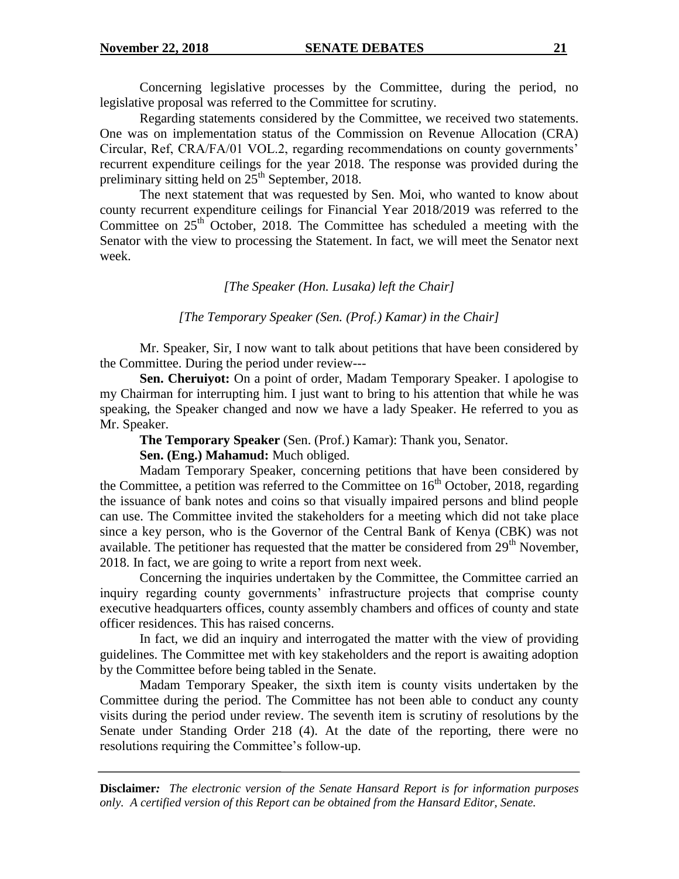Concerning legislative processes by the Committee, during the period, no legislative proposal was referred to the Committee for scrutiny.

Regarding statements considered by the Committee, we received two statements. One was on implementation status of the Commission on Revenue Allocation (CRA) Circular, Ref, CRA/FA/01 VOL.2, regarding recommendations on county governments' recurrent expenditure ceilings for the year 2018. The response was provided during the preliminary sitting held on 25th September, 2018.

The next statement that was requested by Sen. Moi, who wanted to know about county recurrent expenditure ceilings for Financial Year 2018/2019 was referred to the Committee on 25th October, 2018. The Committee has scheduled a meeting with the Senator with the view to processing the Statement. In fact, we will meet the Senator next week.

*[The Speaker (Hon. Lusaka) left the Chair]*

*[The Temporary Speaker (Sen. (Prof.) Kamar) in the Chair]*

Mr. Speaker, Sir, I now want to talk about petitions that have been considered by the Committee. During the period under review---

**Sen. Cheruiyot:** On a point of order, Madam Temporary Speaker. I apologise to my Chairman for interrupting him. I just want to bring to his attention that while he was speaking, the Speaker changed and now we have a lady Speaker. He referred to you as Mr. Speaker.

**The Temporary Speaker** (Sen. (Prof.) Kamar): Thank you, Senator.

**Sen. (Eng.) Mahamud:** Much obliged.

Madam Temporary Speaker, concerning petitions that have been considered by the Committee, a petition was referred to the Committee on 16th October, 2018, regarding the issuance of bank notes and coins so that visually impaired persons and blind people can use. The Committee invited the stakeholders for a meeting which did not take place since a key person, who is the Governor of the Central Bank of Kenya (CBK) was not available. The petitioner has requested that the matter be considered from 29th November, 2018. In fact, we are going to write a report from next week.

Concerning the inquiries undertaken by the Committee, the Committee carried an inquiry regarding county governments' infrastructure projects that comprise county executive headquarters offices, county assembly chambers and offices of county and state officer residences. This has raised concerns.

In fact, we did an inquiry and interrogated the matter with the view of providing guidelines. The Committee met with key stakeholders and the report is awaiting adoption by the Committee before being tabled in the Senate.

Madam Temporary Speaker, the sixth item is county visits undertaken by the Committee during the period. The Committee has not been able to conduct any county visits during the period under review. The seventh item is scrutiny of resolutions by the Senate under Standing Order 218 (4). At the date of the reporting, there were no resolutions requiring the Committee's follow-up.

**Disclaimer:** *The electronic version of the Senate Hansard Report is for information purposes only. A certified version of this Report can be obtained from the Hansard Editor, Senate.*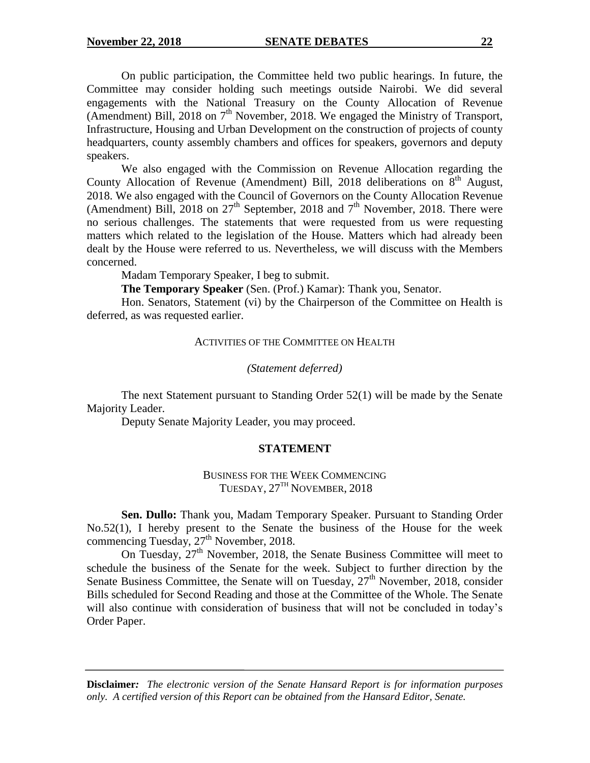On public participation, the Committee held two public hearings. In future, the Committee may consider holding such meetings outside Nairobi. We did several engagements with the National Treasury on the County Allocation of Revenue (Amendment) Bill, 2018 on 7th November, 2018. We engaged the Ministry of Transport, Infrastructure, Housing and Urban Development on the construction of projects of county headquarters, county assembly chambers and offices for speakers, governors and deputy speakers.

We also engaged with the Commission on Revenue Allocation regarding the County Allocation of Revenue (Amendment) Bill, 2018 deliberations on 8th August, 2018. We also engaged with the Council of Governors on the County Allocation Revenue (Amendment) Bill, 2018 on 27th September, 2018 and 7th November, 2018. There were no serious challenges. The statements that were requested from us were requesting matters which related to the legislation of the House. Matters which had already been dealt by the House were referred to us. Nevertheless, we will discuss with the Members concerned.

Madam Temporary Speaker, I beg to submit.

**The Temporary Speaker** (Sen. (Prof.) Kamar): Thank you, Senator.

Hon. Senators, Statement (vi) by the Chairperson of the Committee on Health is deferred, as was requested earlier.

ACTIVITIES OF THE COMMITTEE ON HEALTH

*(Statement deferred)*

The next Statement pursuant to Standing Order 52(1) will be made by the Senate Majority Leader.

Deputy Senate Majority Leader, you may proceed.

## STATEMENT

### BUSINESS FOR THE WEEK COMMENCING TUESDAY, 27TH NOVEMBER, 2018

**Sen. Dullo:** Thank you, Madam Temporary Speaker. Pursuant to Standing Order No.52(1), I hereby present to the Senate the business of the House for the week commencing Tuesday, 27th November, 2018.

On Tuesday, 27th November, 2018, the Senate Business Committee will meet to schedule the business of the Senate for the week. Subject to further direction by the Senate Business Committee, the Senate will on Tuesday, 27th November, 2018, consider Bills scheduled for Second Reading and those at the Committee of the Whole. The Senate will also continue with consideration of business that will not be concluded in today's Order Paper.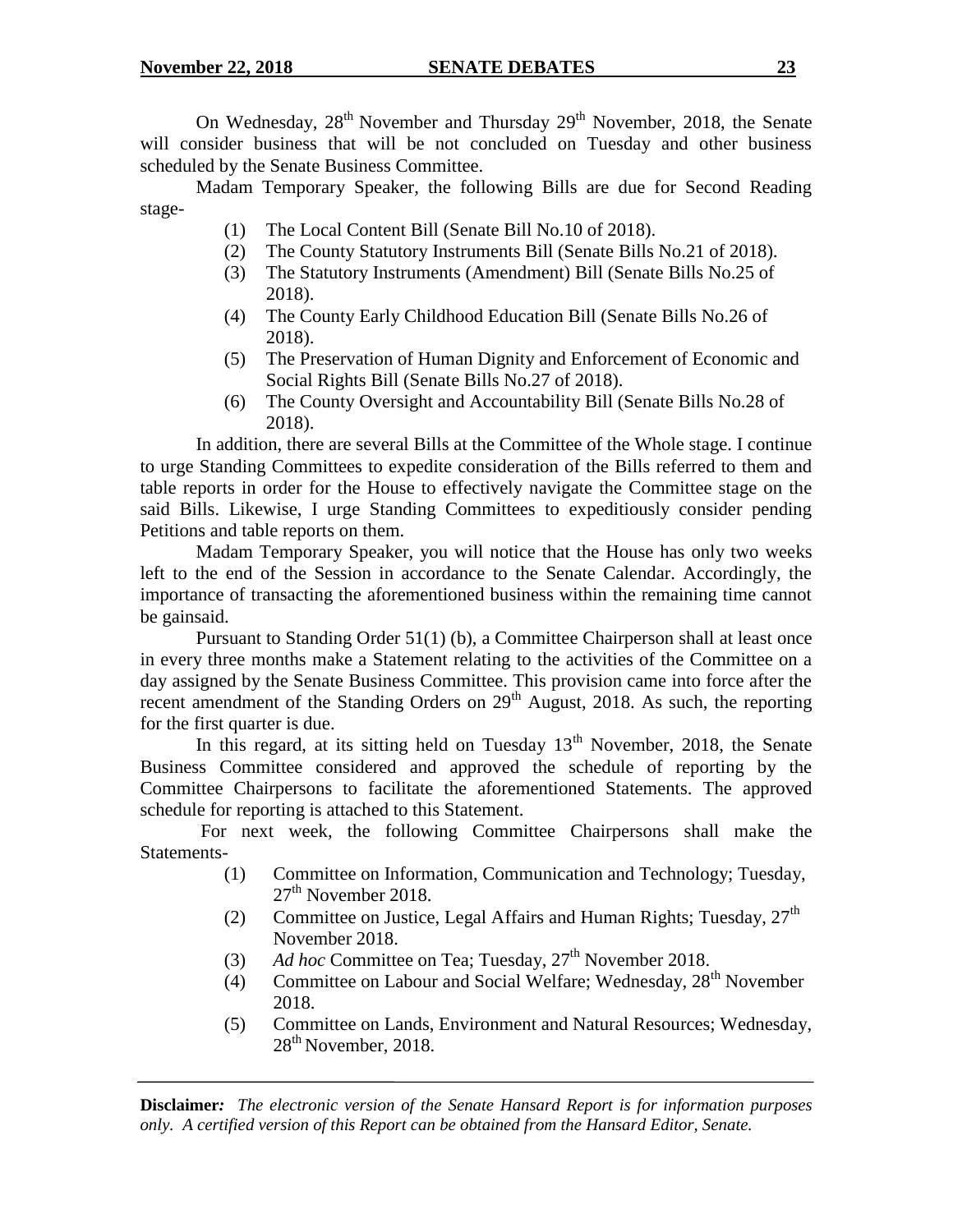On Wednesday, 28th November and Thursday 29th November, 2018, the Senate will consider business that will be not concluded on Tuesday and other business scheduled by the Senate Business Committee.

Madam Temporary Speaker, the following Bills are due for Second Reading stage-

(1) The Local Content Bill (Senate Bill No.10 of 2018).
(2) The County Statutory Instruments Bill (Senate Bills No.21 of 2018).
(3) The Statutory Instruments (Amendment) Bill (Senate Bills No.25 of 2018).
(4) The County Early Childhood Education Bill (Senate Bills No.26 of 2018).
(5) The Preservation of Human Dignity and Enforcement of Economic and Social Rights Bill (Senate Bills No.27 of 2018).
(6) The County Oversight and Accountability Bill (Senate Bills No.28 of 2018).

In addition, there are several Bills at the Committee of the Whole stage. I continue to urge Standing Committees to expedite consideration of the Bills referred to them and table reports in order for the House to effectively navigate the Committee stage on the said Bills. Likewise, I urge Standing Committees to expeditiously consider pending Petitions and table reports on them.

Madam Temporary Speaker, you will notice that the House has only two weeks left to the end of the Session in accordance to the Senate Calendar. Accordingly, the importance of transacting the aforementioned business within the remaining time cannot be gainsaid.

Pursuant to Standing Order 51(1) (b), a Committee Chairperson shall at least once in every three months make a Statement relating to the activities of the Committee on a day assigned by the Senate Business Committee. This provision came into force after the recent amendment of the Standing Orders on 29th August, 2018. As such, the reporting for the first quarter is due.

In this regard, at its sitting held on Tuesday 13th November, 2018, the Senate Business Committee considered and approved the schedule of reporting by the Committee Chairpersons to facilitate the aforementioned Statements. The approved schedule for reporting is attached to this Statement.

For next week, the following Committee Chairpersons shall make the Statements-

(1) Committee on Information, Communication and Technology; Tuesday, 27th November 2018.
(2) Committee on Justice, Legal Affairs and Human Rights; Tuesday, 27th November 2018.
(3) *Ad hoc* Committee on Tea; Tuesday, 27th November 2018.
(4) Committee on Labour and Social Welfare; Wednesday, 28th November 2018.
(5) Committee on Lands, Environment and Natural Resources; Wednesday, 28th November, 2018.

**Disclaimer:** *The electronic version of the Senate Hansard Report is for information purposes only. A certified version of this Report can be obtained from the Hansard Editor, Senate.*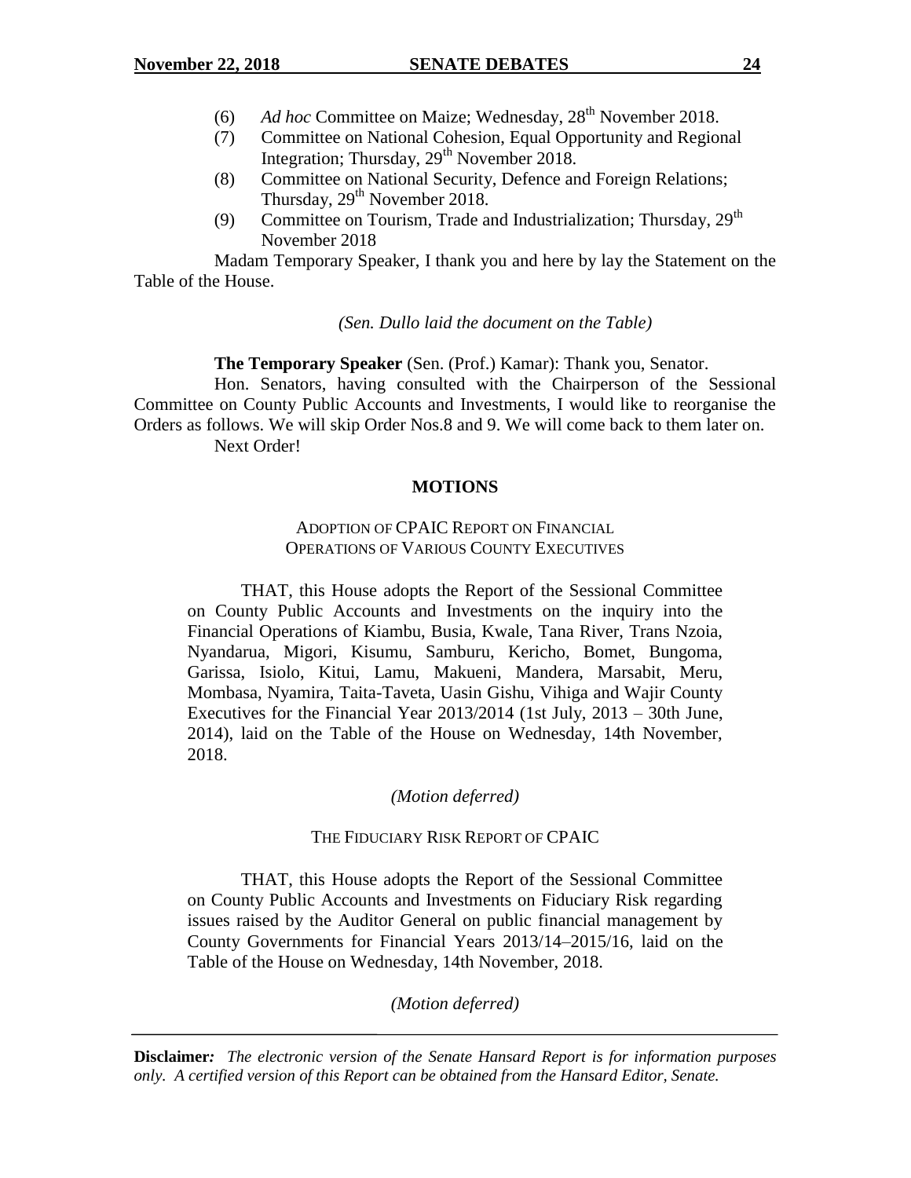(6) *Ad hoc* Committee on Maize; Wednesday, 28th November 2018.

(7) Committee on National Cohesion, Equal Opportunity and Regional Integration; Thursday, 29th November 2018.

(8) Committee on National Security, Defence and Foreign Relations; Thursday, 29th November 2018.

(9) Committee on Tourism, Trade and Industrialization; Thursday, 29th November 2018

Madam Temporary Speaker, I thank you and here by lay the Statement on the Table of the House.

*(Sen. Dullo laid the document on the Table)*

**The Temporary Speaker** (Sen. (Prof.) Kamar): Thank you, Senator.

Hon. Senators, having consulted with the Chairperson of the Sessional Committee on County Public Accounts and Investments, I would like to reorganise the Orders as follows. We will skip Order Nos.8 and 9. We will come back to them later on.

Next Order!

## MOTIONS

### ADOPTION OF CPAIC REPORT ON FINANCIAL OPERATIONS OF VARIOUS COUNTY EXECUTIVES

> THAT, this House adopts the Report of the Sessional Committee on County Public Accounts and Investments on the inquiry into the Financial Operations of Kiambu, Busia, Kwale, Tana River, Trans Nzoia, Nyandarua, Migori, Kisumu, Samburu, Kericho, Bomet, Bungoma, Garissa, Isiolo, Kitui, Lamu, Makueni, Mandera, Marsabit, Meru, Mombasa, Nyamira, Taita-Taveta, Uasin Gishu, Vihiga and Wajir County Executives for the Financial Year 2013/2014 (1st July, 2013 – 30th June, 2014), laid on the Table of the House on Wednesday, 14th November, 2018.

*(Motion deferred)*

### THE FIDUCIARY RISK REPORT OF CPAIC

> THAT, this House adopts the Report of the Sessional Committee on County Public Accounts and Investments on Fiduciary Risk regarding issues raised by the Auditor General on public financial management by County Governments for Financial Years 2013/14–2015/16, laid on the Table of the House on Wednesday, 14th November, 2018.

*(Motion deferred)*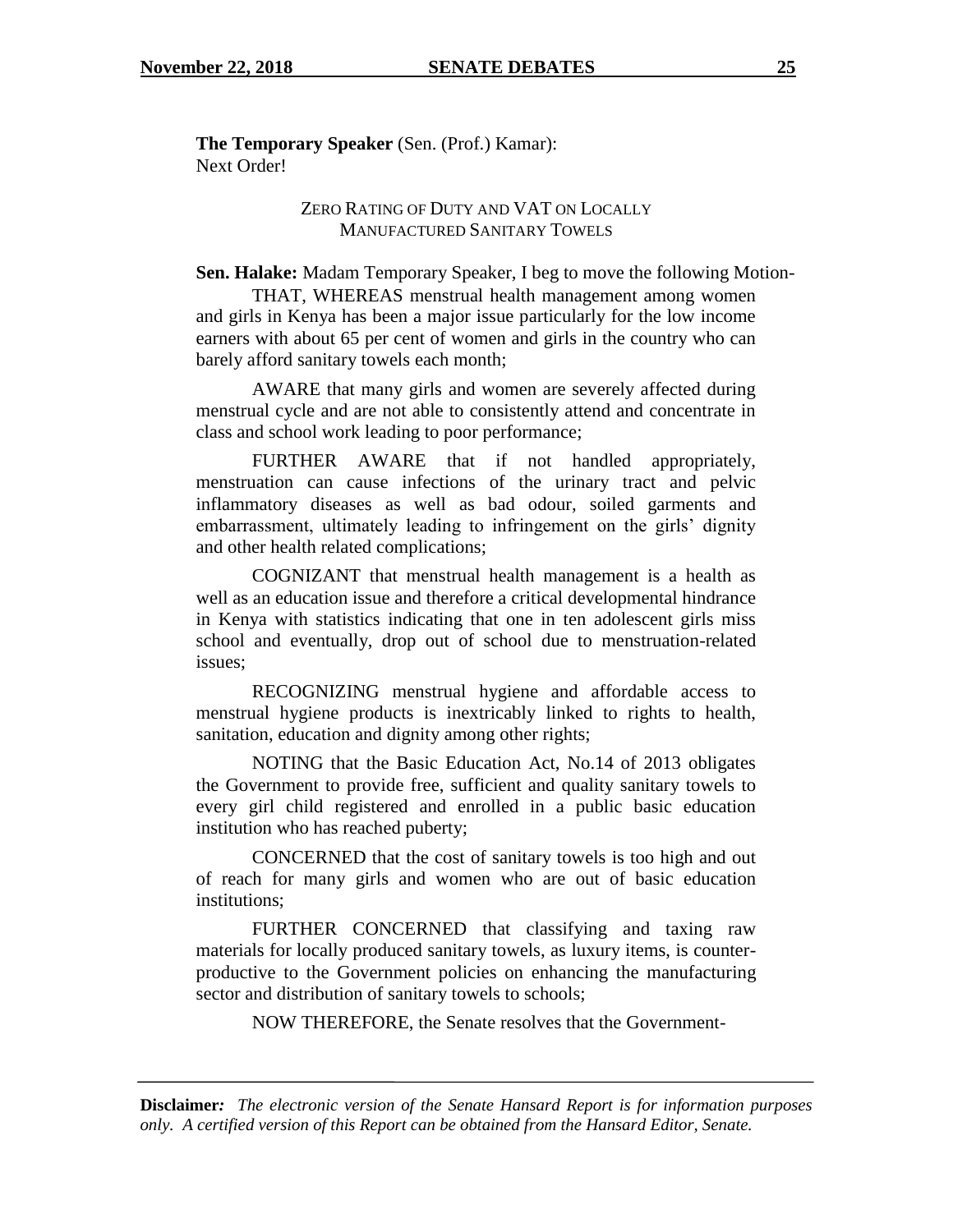**The Temporary Speaker** (Sen. (Prof.) Kamar): Next Order!

ZERO RATING OF DUTY AND VAT ON LOCALLY MANUFACTURED SANITARY TOWELS

**Sen. Halake:** Madam Temporary Speaker, I beg to move the following Motion-

THAT, WHEREAS menstrual health management among women and girls in Kenya has been a major issue particularly for the low income earners with about 65 per cent of women and girls in the country who can barely afford sanitary towels each month;

AWARE that many girls and women are severely affected during menstrual cycle and are not able to consistently attend and concentrate in class and school work leading to poor performance;

FURTHER AWARE that if not handled appropriately, menstruation can cause infections of the urinary tract and pelvic inflammatory diseases as well as bad odour, soiled garments and embarrassment, ultimately leading to infringement on the girls' dignity and other health related complications;

COGNIZANT that menstrual health management is a health as well as an education issue and therefore a critical developmental hindrance in Kenya with statistics indicating that one in ten adolescent girls miss school and eventually, drop out of school due to menstruation-related issues;

RECOGNIZING menstrual hygiene and affordable access to menstrual hygiene products is inextricably linked to rights to health, sanitation, education and dignity among other rights;

NOTING that the Basic Education Act, No.14 of 2013 obligates the Government to provide free, sufficient and quality sanitary towels to every girl child registered and enrolled in a public basic education institution who has reached puberty;

CONCERNED that the cost of sanitary towels is too high and out of reach for many girls and women who are out of basic education institutions;

FURTHER CONCERNED that classifying and taxing raw materials for locally produced sanitary towels, as luxury items, is counter-productive to the Government policies on enhancing the manufacturing sector and distribution of sanitary towels to schools;

NOW THEREFORE, the Senate resolves that the Government-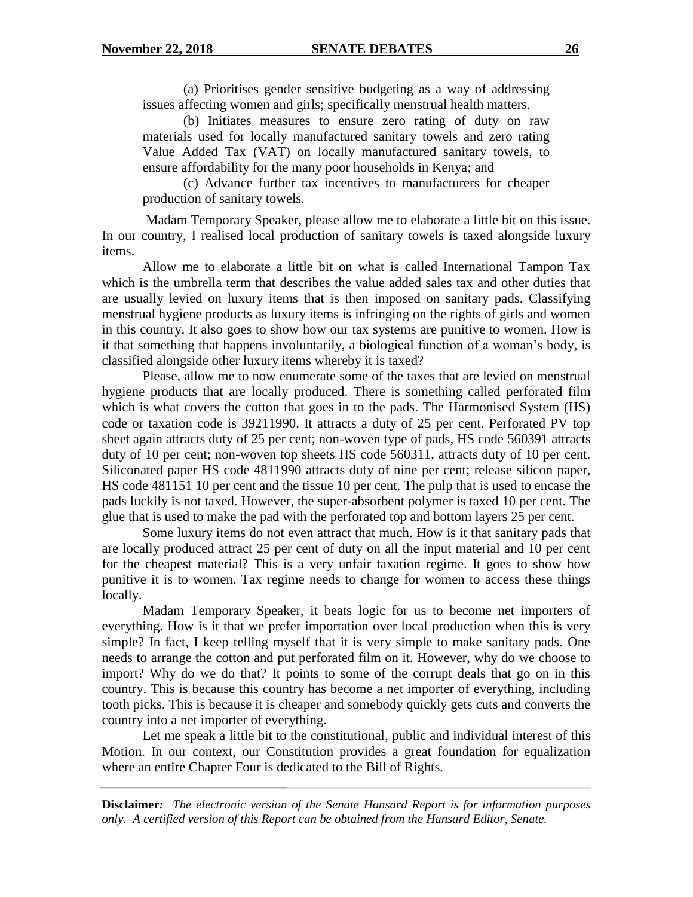(a) Prioritises gender sensitive budgeting as a way of addressing issues affecting women and girls; specifically menstrual health matters.

(b) Initiates measures to ensure zero rating of duty on raw materials used for locally manufactured sanitary towels and zero rating Value Added Tax (VAT) on locally manufactured sanitary towels, to ensure affordability for the many poor households in Kenya; and

(c) Advance further tax incentives to manufacturers for cheaper production of sanitary towels.

Madam Temporary Speaker, please allow me to elaborate a little bit on this issue. In our country, I realised local production of sanitary towels is taxed alongside luxury items.

Allow me to elaborate a little bit on what is called International Tampon Tax which is the umbrella term that describes the value added sales tax and other duties that are usually levied on luxury items that is then imposed on sanitary pads. Classifying menstrual hygiene products as luxury items is infringing on the rights of girls and women in this country. It also goes to show how our tax systems are punitive to women. How is it that something that happens involuntarily, a biological function of a woman's body, is classified alongside other luxury items whereby it is taxed?

Please, allow me to now enumerate some of the taxes that are levied on menstrual hygiene products that are locally produced. There is something called perforated film which is what covers the cotton that goes in to the pads. The Harmonised System (HS) code or taxation code is 39211990. It attracts a duty of 25 per cent. Perforated PV top sheet again attracts duty of 25 per cent; non-woven type of pads, HS code 560391 attracts duty of 10 per cent; non-woven top sheets HS code 560311, attracts duty of 10 per cent. Siliconated paper HS code 4811990 attracts duty of nine per cent; release silicon paper, HS code 481151 10 per cent and the tissue 10 per cent. The pulp that is used to encase the pads luckily is not taxed. However, the super-absorbent polymer is taxed 10 per cent. The glue that is used to make the pad with the perforated top and bottom layers 25 per cent.

Some luxury items do not even attract that much. How is it that sanitary pads that are locally produced attract 25 per cent of duty on all the input material and 10 per cent for the cheapest material? This is a very unfair taxation regime. It goes to show how punitive it is to women. Tax regime needs to change for women to access these things locally.

Madam Temporary Speaker, it beats logic for us to become net importers of everything. How is it that we prefer importation over local production when this is very simple? In fact, I keep telling myself that it is very simple to make sanitary pads. One needs to arrange the cotton and put perforated film on it. However, why do we choose to import? Why do we do that? It points to some of the corrupt deals that go on in this country. This is because this country has become a net importer of everything, including tooth picks. This is because it is cheaper and somebody quickly gets cuts and converts the country into a net importer of everything.

Let me speak a little bit to the constitutional, public and individual interest of this Motion. In our context, our Constitution provides a great foundation for equalization where an entire Chapter Four is dedicated to the Bill of Rights.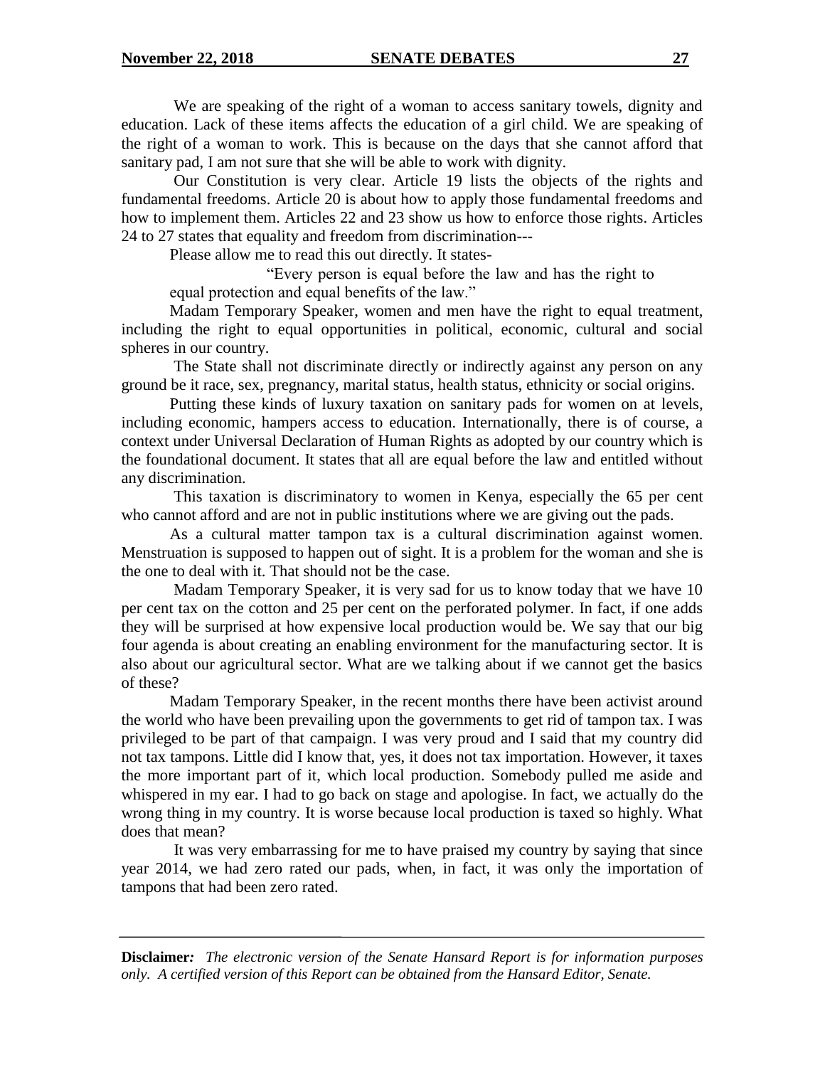We are speaking of the right of a woman to access sanitary towels, dignity and education. Lack of these items affects the education of a girl child. We are speaking of the right of a woman to work. This is because on the days that she cannot afford that sanitary pad, I am not sure that she will be able to work with dignity.

Our Constitution is very clear. Article 19 lists the objects of the rights and fundamental freedoms. Article 20 is about how to apply those fundamental freedoms and how to implement them. Articles 22 and 23 show us how to enforce those rights. Articles 24 to 27 states that equality and freedom from discrimination---

Please allow me to read this out directly. It states-

> "Every person is equal before the law and has the right to equal protection and equal benefits of the law."

Madam Temporary Speaker, women and men have the right to equal treatment, including the right to equal opportunities in political, economic, cultural and social spheres in our country.

The State shall not discriminate directly or indirectly against any person on any ground be it race, sex, pregnancy, marital status, health status, ethnicity or social origins.

Putting these kinds of luxury taxation on sanitary pads for women on at levels, including economic, hampers access to education. Internationally, there is of course, a context under Universal Declaration of Human Rights as adopted by our country which is the foundational document. It states that all are equal before the law and entitled without any discrimination.

This taxation is discriminatory to women in Kenya, especially the 65 per cent who cannot afford and are not in public institutions where we are giving out the pads.

As a cultural matter tampon tax is a cultural discrimination against women. Menstruation is supposed to happen out of sight. It is a problem for the woman and she is the one to deal with it. That should not be the case.

Madam Temporary Speaker, it is very sad for us to know today that we have 10 per cent tax on the cotton and 25 per cent on the perforated polymer. In fact, if one adds they will be surprised at how expensive local production would be. We say that our big four agenda is about creating an enabling environment for the manufacturing sector. It is also about our agricultural sector. What are we talking about if we cannot get the basics of these?

Madam Temporary Speaker, in the recent months there have been activist around the world who have been prevailing upon the governments to get rid of tampon tax. I was privileged to be part of that campaign. I was very proud and I said that my country did not tax tampons. Little did I know that, yes, it does not tax importation. However, it taxes the more important part of it, which local production. Somebody pulled me aside and whispered in my ear. I had to go back on stage and apologise. In fact, we actually do the wrong thing in my country. It is worse because local production is taxed so highly. What does that mean?

It was very embarrassing for me to have praised my country by saying that since year 2014, we had zero rated our pads, when, in fact, it was only the importation of tampons that had been zero rated.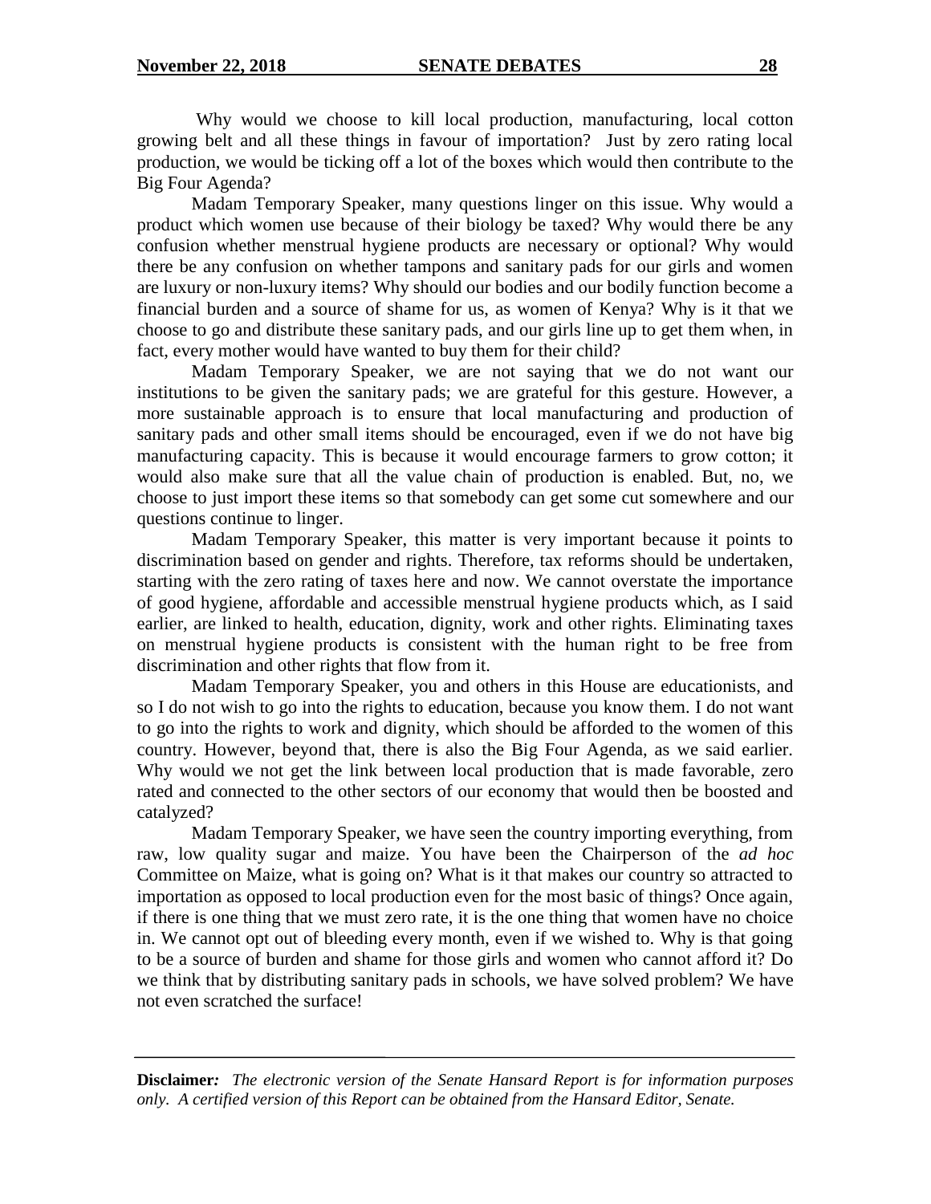Why would we choose to kill local production, manufacturing, local cotton growing belt and all these things in favour of importation? Just by zero rating local production, we would be ticking off a lot of the boxes which would then contribute to the Big Four Agenda?

Madam Temporary Speaker, many questions linger on this issue. Why would a product which women use because of their biology be taxed? Why would there be any confusion whether menstrual hygiene products are necessary or optional? Why would there be any confusion on whether tampons and sanitary pads for our girls and women are luxury or non-luxury items? Why should our bodies and our bodily function become a financial burden and a source of shame for us, as women of Kenya? Why is it that we choose to go and distribute these sanitary pads, and our girls line up to get them when, in fact, every mother would have wanted to buy them for their child?

Madam Temporary Speaker, we are not saying that we do not want our institutions to be given the sanitary pads; we are grateful for this gesture. However, a more sustainable approach is to ensure that local manufacturing and production of sanitary pads and other small items should be encouraged, even if we do not have big manufacturing capacity. This is because it would encourage farmers to grow cotton; it would also make sure that all the value chain of production is enabled. But, no, we choose to just import these items so that somebody can get some cut somewhere and our questions continue to linger.

Madam Temporary Speaker, this matter is very important because it points to discrimination based on gender and rights. Therefore, tax reforms should be undertaken, starting with the zero rating of taxes here and now. We cannot overstate the importance of good hygiene, affordable and accessible menstrual hygiene products which, as I said earlier, are linked to health, education, dignity, work and other rights. Eliminating taxes on menstrual hygiene products is consistent with the human right to be free from discrimination and other rights that flow from it.

Madam Temporary Speaker, you and others in this House are educationists, and so I do not wish to go into the rights to education, because you know them. I do not want to go into the rights to work and dignity, which should be afforded to the women of this country. However, beyond that, there is also the Big Four Agenda, as we said earlier. Why would we not get the link between local production that is made favorable, zero rated and connected to the other sectors of our economy that would then be boosted and catalyzed?

Madam Temporary Speaker, we have seen the country importing everything, from raw, low quality sugar and maize. You have been the Chairperson of the *ad hoc* Committee on Maize, what is going on? What is it that makes our country so attracted to importation as opposed to local production even for the most basic of things? Once again, if there is one thing that we must zero rate, it is the one thing that women have no choice in. We cannot opt out of bleeding every month, even if we wished to. Why is that going to be a source of burden and shame for those girls and women who cannot afford it? Do we think that by distributing sanitary pads in schools, we have solved problem? We have not even scratched the surface!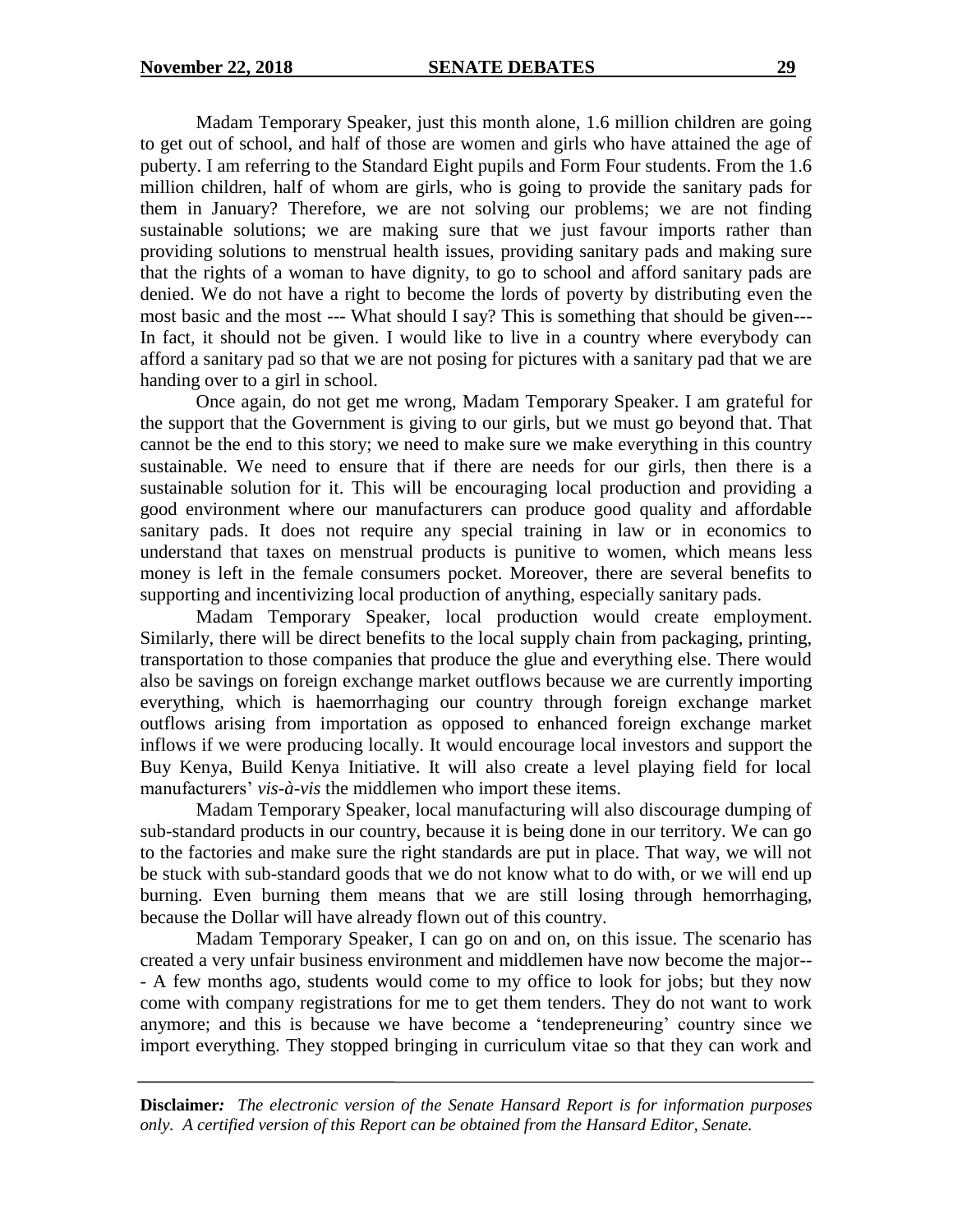Madam Temporary Speaker, just this month alone, 1.6 million children are going to get out of school, and half of those are women and girls who have attained the age of puberty. I am referring to the Standard Eight pupils and Form Four students. From the 1.6 million children, half of whom are girls, who is going to provide the sanitary pads for them in January? Therefore, we are not solving our problems; we are not finding sustainable solutions; we are making sure that we just favour imports rather than providing solutions to menstrual health issues, providing sanitary pads and making sure that the rights of a woman to have dignity, to go to school and afford sanitary pads are denied. We do not have a right to become the lords of poverty by distributing even the most basic and the most --- What should I say? This is something that should be given--- In fact, it should not be given. I would like to live in a country where everybody can afford a sanitary pad so that we are not posing for pictures with a sanitary pad that we are handing over to a girl in school.

Once again, do not get me wrong, Madam Temporary Speaker. I am grateful for the support that the Government is giving to our girls, but we must go beyond that. That cannot be the end to this story; we need to make sure we make everything in this country sustainable. We need to ensure that if there are needs for our girls, then there is a sustainable solution for it. This will be encouraging local production and providing a good environment where our manufacturers can produce good quality and affordable sanitary pads. It does not require any special training in law or in economics to understand that taxes on menstrual products is punitive to women, which means less money is left in the female consumers pocket. Moreover, there are several benefits to supporting and incentivizing local production of anything, especially sanitary pads.

Madam Temporary Speaker, local production would create employment. Similarly, there will be direct benefits to the local supply chain from packaging, printing, transportation to those companies that produce the glue and everything else. There would also be savings on foreign exchange market outflows because we are currently importing everything, which is haemorrhaging our country through foreign exchange market outflows arising from importation as opposed to enhanced foreign exchange market inflows if we were producing locally. It would encourage local investors and support the Buy Kenya, Build Kenya Initiative. It will also create a level playing field for local manufacturers' *vis-à-vis* the middlemen who import these items.

Madam Temporary Speaker, local manufacturing will also discourage dumping of sub-standard products in our country, because it is being done in our territory. We can go to the factories and make sure the right standards are put in place. That way, we will not be stuck with sub-standard goods that we do not know what to do with, or we will end up burning. Even burning them means that we are still losing through hemorrhaging, because the Dollar will have already flown out of this country.

Madam Temporary Speaker, I can go on and on, on this issue. The scenario has created a very unfair business environment and middlemen have now become the major--- A few months ago, students would come to my office to look for jobs; but they now come with company registrations for me to get them tenders. They do not want to work anymore; and this is because we have become a 'tendepreneuring' country since we import everything. They stopped bringing in curriculum vitae so that they can work and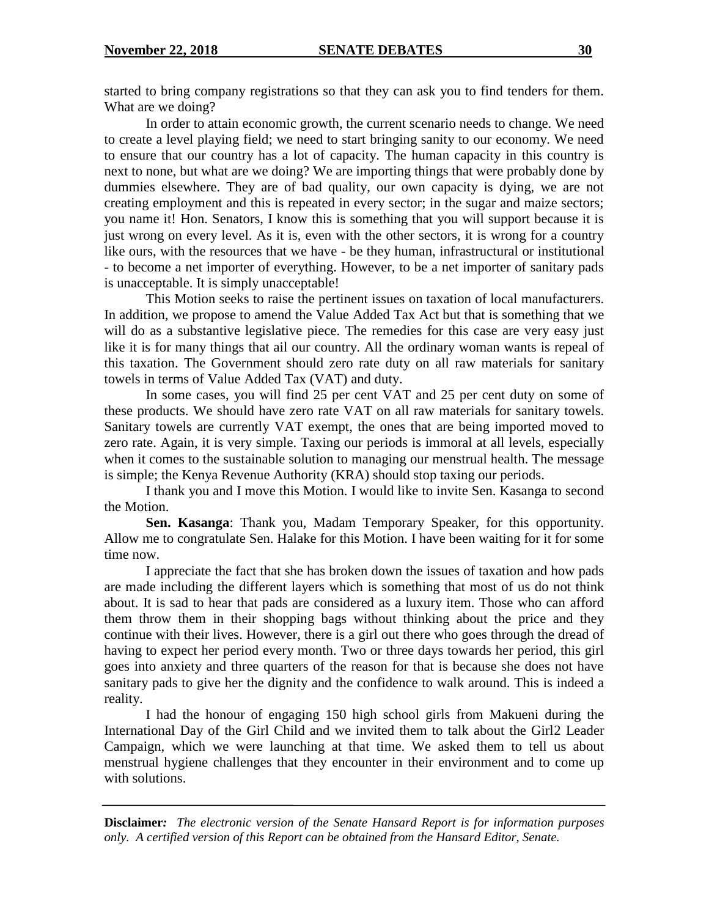started to bring company registrations so that they can ask you to find tenders for them. What are we doing?

In order to attain economic growth, the current scenario needs to change. We need to create a level playing field; we need to start bringing sanity to our economy. We need to ensure that our country has a lot of capacity. The human capacity in this country is next to none, but what are we doing? We are importing things that were probably done by dummies elsewhere. They are of bad quality, our own capacity is dying, we are not creating employment and this is repeated in every sector; in the sugar and maize sectors; you name it! Hon. Senators, I know this is something that you will support because it is just wrong on every level. As it is, even with the other sectors, it is wrong for a country like ours, with the resources that we have - be they human, infrastructural or institutional - to become a net importer of everything. However, to be a net importer of sanitary pads is unacceptable. It is simply unacceptable!

This Motion seeks to raise the pertinent issues on taxation of local manufacturers. In addition, we propose to amend the Value Added Tax Act but that is something that we will do as a substantive legislative piece. The remedies for this case are very easy just like it is for many things that ail our country. All the ordinary woman wants is repeal of this taxation. The Government should zero rate duty on all raw materials for sanitary towels in terms of Value Added Tax (VAT) and duty.

In some cases, you will find 25 per cent VAT and 25 per cent duty on some of these products. We should have zero rate VAT on all raw materials for sanitary towels. Sanitary towels are currently VAT exempt, the ones that are being imported moved to zero rate. Again, it is very simple. Taxing our periods is immoral at all levels, especially when it comes to the sustainable solution to managing our menstrual health. The message is simple; the Kenya Revenue Authority (KRA) should stop taxing our periods.

I thank you and I move this Motion. I would like to invite Sen. Kasanga to second the Motion.

**Sen. Kasanga**: Thank you, Madam Temporary Speaker, for this opportunity. Allow me to congratulate Sen. Halake for this Motion. I have been waiting for it for some time now.

I appreciate the fact that she has broken down the issues of taxation and how pads are made including the different layers which is something that most of us do not think about. It is sad to hear that pads are considered as a luxury item. Those who can afford them throw them in their shopping bags without thinking about the price and they continue with their lives. However, there is a girl out there who goes through the dread of having to expect her period every month. Two or three days towards her period, this girl goes into anxiety and three quarters of the reason for that is because she does not have sanitary pads to give her the dignity and the confidence to walk around. This is indeed a reality.

I had the honour of engaging 150 high school girls from Makueni during the International Day of the Girl Child and we invited them to talk about the Girl2 Leader Campaign, which we were launching at that time. We asked them to tell us about menstrual hygiene challenges that they encounter in their environment and to come up with solutions.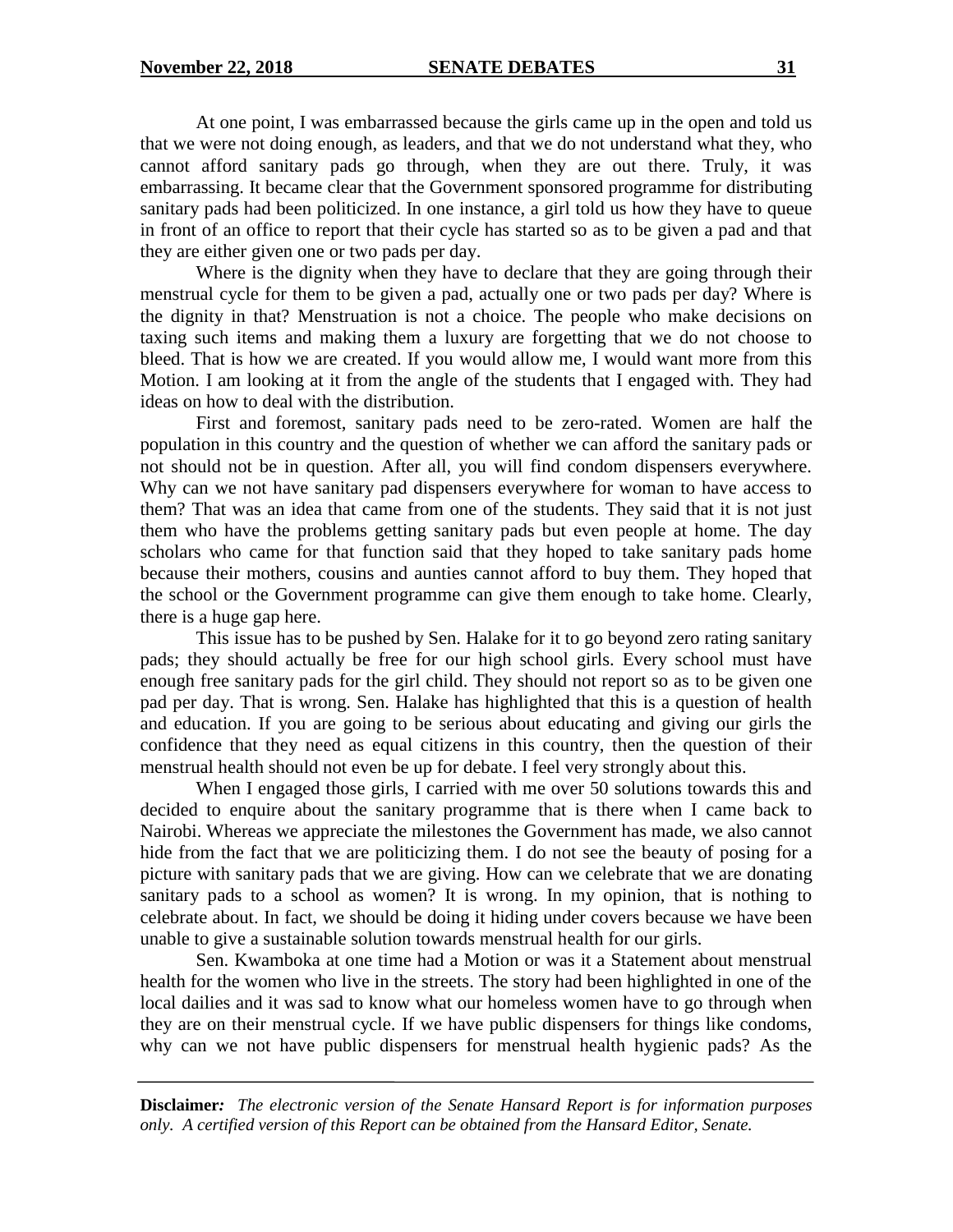At one point, I was embarrassed because the girls came up in the open and told us that we were not doing enough, as leaders, and that we do not understand what they, who cannot afford sanitary pads go through, when they are out there. Truly, it was embarrassing. It became clear that the Government sponsored programme for distributing sanitary pads had been politicized. In one instance, a girl told us how they have to queue in front of an office to report that their cycle has started so as to be given a pad and that they are either given one or two pads per day.

Where is the dignity when they have to declare that they are going through their menstrual cycle for them to be given a pad, actually one or two pads per day? Where is the dignity in that? Menstruation is not a choice. The people who make decisions on taxing such items and making them a luxury are forgetting that we do not choose to bleed. That is how we are created. If you would allow me, I would want more from this Motion. I am looking at it from the angle of the students that I engaged with. They had ideas on how to deal with the distribution.

First and foremost, sanitary pads need to be zero-rated. Women are half the population in this country and the question of whether we can afford the sanitary pads or not should not be in question. After all, you will find condom dispensers everywhere. Why can we not have sanitary pad dispensers everywhere for woman to have access to them? That was an idea that came from one of the students. They said that it is not just them who have the problems getting sanitary pads but even people at home. The day scholars who came for that function said that they hoped to take sanitary pads home because their mothers, cousins and aunties cannot afford to buy them. They hoped that the school or the Government programme can give them enough to take home. Clearly, there is a huge gap here.

This issue has to be pushed by Sen. Halake for it to go beyond zero rating sanitary pads; they should actually be free for our high school girls. Every school must have enough free sanitary pads for the girl child. They should not report so as to be given one pad per day. That is wrong. Sen. Halake has highlighted that this is a question of health and education. If you are going to be serious about educating and giving our girls the confidence that they need as equal citizens in this country, then the question of their menstrual health should not even be up for debate. I feel very strongly about this.

When I engaged those girls, I carried with me over 50 solutions towards this and decided to enquire about the sanitary programme that is there when I came back to Nairobi. Whereas we appreciate the milestones the Government has made, we also cannot hide from the fact that we are politicizing them. I do not see the beauty of posing for a picture with sanitary pads that we are giving. How can we celebrate that we are donating sanitary pads to a school as women? It is wrong. In my opinion, that is nothing to celebrate about. In fact, we should be doing it hiding under covers because we have been unable to give a sustainable solution towards menstrual health for our girls.

Sen. Kwamboka at one time had a Motion or was it a Statement about menstrual health for the women who live in the streets. The story had been highlighted in one of the local dailies and it was sad to know what our homeless women have to go through when they are on their menstrual cycle. If we have public dispensers for things like condoms, why can we not have public dispensers for menstrual health hygienic pads? As the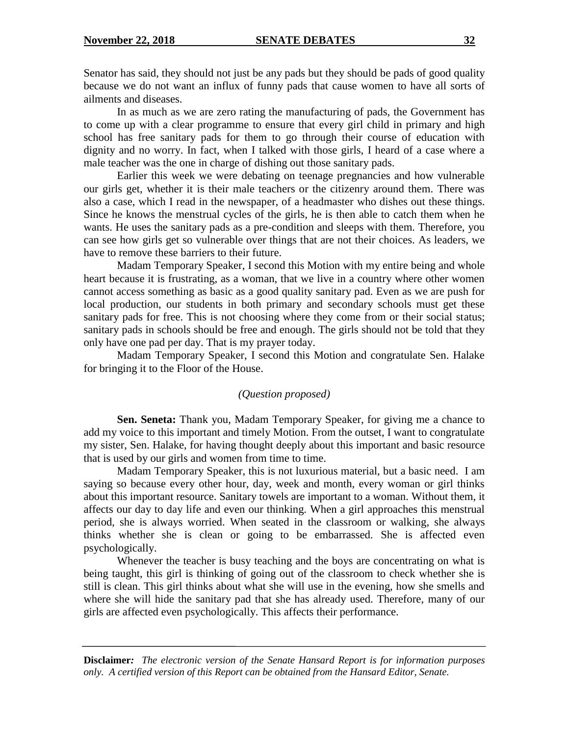Senator has said, they should not just be any pads but they should be pads of good quality because we do not want an influx of funny pads that cause women to have all sorts of ailments and diseases.

In as much as we are zero rating the manufacturing of pads, the Government has to come up with a clear programme to ensure that every girl child in primary and high school has free sanitary pads for them to go through their course of education with dignity and no worry. In fact, when I talked with those girls, I heard of a case where a male teacher was the one in charge of dishing out those sanitary pads.

Earlier this week we were debating on teenage pregnancies and how vulnerable our girls get, whether it is their male teachers or the citizenry around them. There was also a case, which I read in the newspaper, of a headmaster who dishes out these things. Since he knows the menstrual cycles of the girls, he is then able to catch them when he wants. He uses the sanitary pads as a pre-condition and sleeps with them. Therefore, you can see how girls get so vulnerable over things that are not their choices. As leaders, we have to remove these barriers to their future.

Madam Temporary Speaker, I second this Motion with my entire being and whole heart because it is frustrating, as a woman, that we live in a country where other women cannot access something as basic as a good quality sanitary pad. Even as we are push for local production, our students in both primary and secondary schools must get these sanitary pads for free. This is not choosing where they come from or their social status; sanitary pads in schools should be free and enough. The girls should not be told that they only have one pad per day. That is my prayer today.

Madam Temporary Speaker, I second this Motion and congratulate Sen. Halake for bringing it to the Floor of the House.

*(Question proposed)*

**Sen. Seneta:** Thank you, Madam Temporary Speaker, for giving me a chance to add my voice to this important and timely Motion. From the outset, I want to congratulate my sister, Sen. Halake, for having thought deeply about this important and basic resource that is used by our girls and women from time to time.

Madam Temporary Speaker, this is not luxurious material, but a basic need. I am saying so because every other hour, day, week and month, every woman or girl thinks about this important resource. Sanitary towels are important to a woman. Without them, it affects our day to day life and even our thinking. When a girl approaches this menstrual period, she is always worried. When seated in the classroom or walking, she always thinks whether she is clean or going to be embarrassed. She is affected even psychologically.

Whenever the teacher is busy teaching and the boys are concentrating on what is being taught, this girl is thinking of going out of the classroom to check whether she is still is clean. This girl thinks about what she will use in the evening, how she smells and where she will hide the sanitary pad that she has already used. Therefore, many of our girls are affected even psychologically. This affects their performance.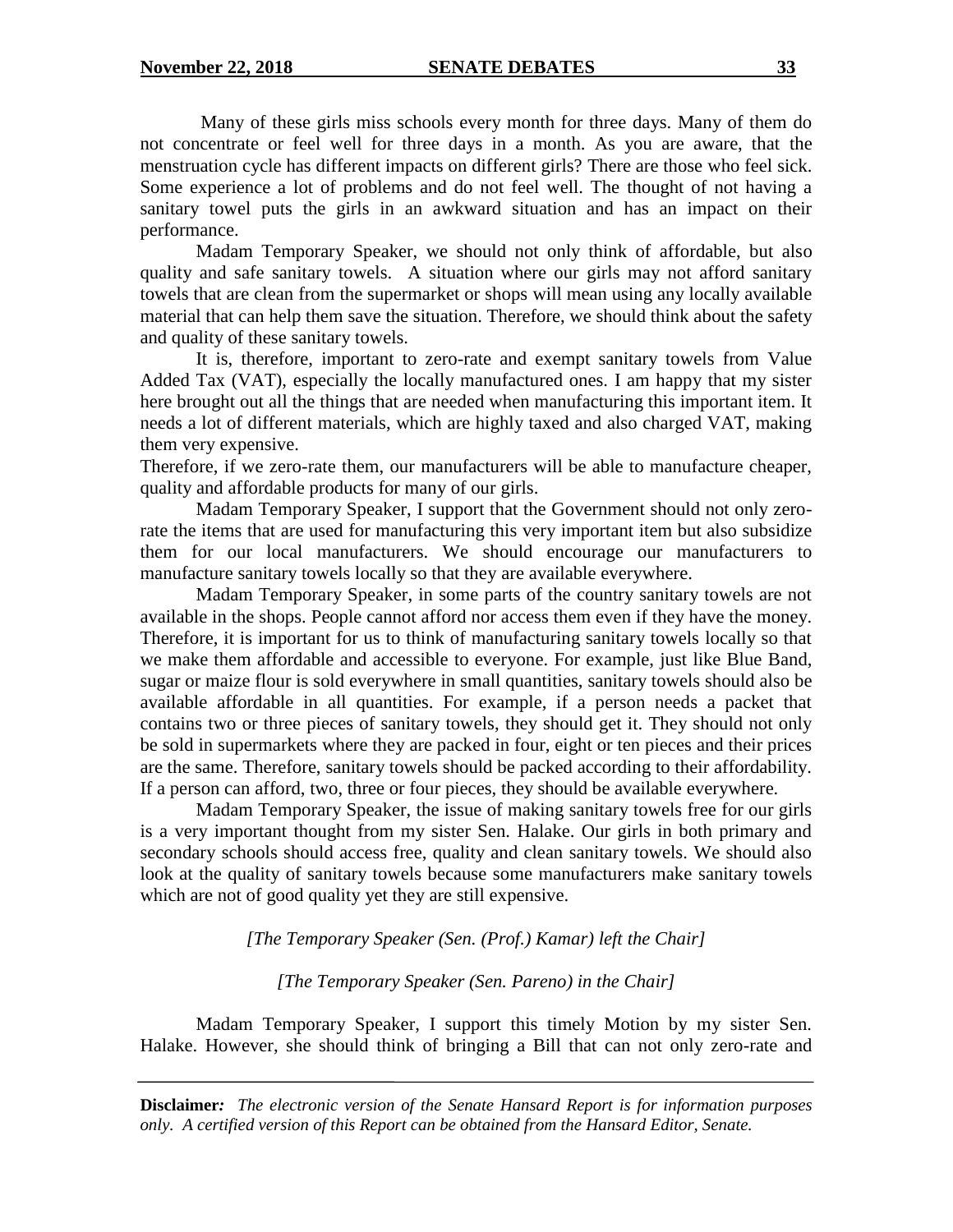Many of these girls miss schools every month for three days. Many of them do not concentrate or feel well for three days in a month. As you are aware, that the menstruation cycle has different impacts on different girls? There are those who feel sick. Some experience a lot of problems and do not feel well. The thought of not having a sanitary towel puts the girls in an awkward situation and has an impact on their performance.

Madam Temporary Speaker, we should not only think of affordable, but also quality and safe sanitary towels. A situation where our girls may not afford sanitary towels that are clean from the supermarket or shops will mean using any locally available material that can help them save the situation. Therefore, we should think about the safety and quality of these sanitary towels.

It is, therefore, important to zero-rate and exempt sanitary towels from Value Added Tax (VAT), especially the locally manufactured ones. I am happy that my sister here brought out all the things that are needed when manufacturing this important item. It needs a lot of different materials, which are highly taxed and also charged VAT, making them very expensive.

Therefore, if we zero-rate them, our manufacturers will be able to manufacture cheaper, quality and affordable products for many of our girls.

Madam Temporary Speaker, I support that the Government should not only zero-rate the items that are used for manufacturing this very important item but also subsidize them for our local manufacturers. We should encourage our manufacturers to manufacture sanitary towels locally so that they are available everywhere.

Madam Temporary Speaker, in some parts of the country sanitary towels are not available in the shops. People cannot afford nor access them even if they have the money. Therefore, it is important for us to think of manufacturing sanitary towels locally so that we make them affordable and accessible to everyone. For example, just like Blue Band, sugar or maize flour is sold everywhere in small quantities, sanitary towels should also be available affordable in all quantities. For example, if a person needs a packet that contains two or three pieces of sanitary towels, they should get it. They should not only be sold in supermarkets where they are packed in four, eight or ten pieces and their prices are the same. Therefore, sanitary towels should be packed according to their affordability. If a person can afford, two, three or four pieces, they should be available everywhere.

Madam Temporary Speaker, the issue of making sanitary towels free for our girls is a very important thought from my sister Sen. Halake. Our girls in both primary and secondary schools should access free, quality and clean sanitary towels. We should also look at the quality of sanitary towels because some manufacturers make sanitary towels which are not of good quality yet they are still expensive.

*[The Temporary Speaker (Sen. (Prof.) Kamar) left the Chair]*

*[The Temporary Speaker (Sen. Pareno) in the Chair]*

Madam Temporary Speaker, I support this timely Motion by my sister Sen. Halake. However, she should think of bringing a Bill that can not only zero-rate and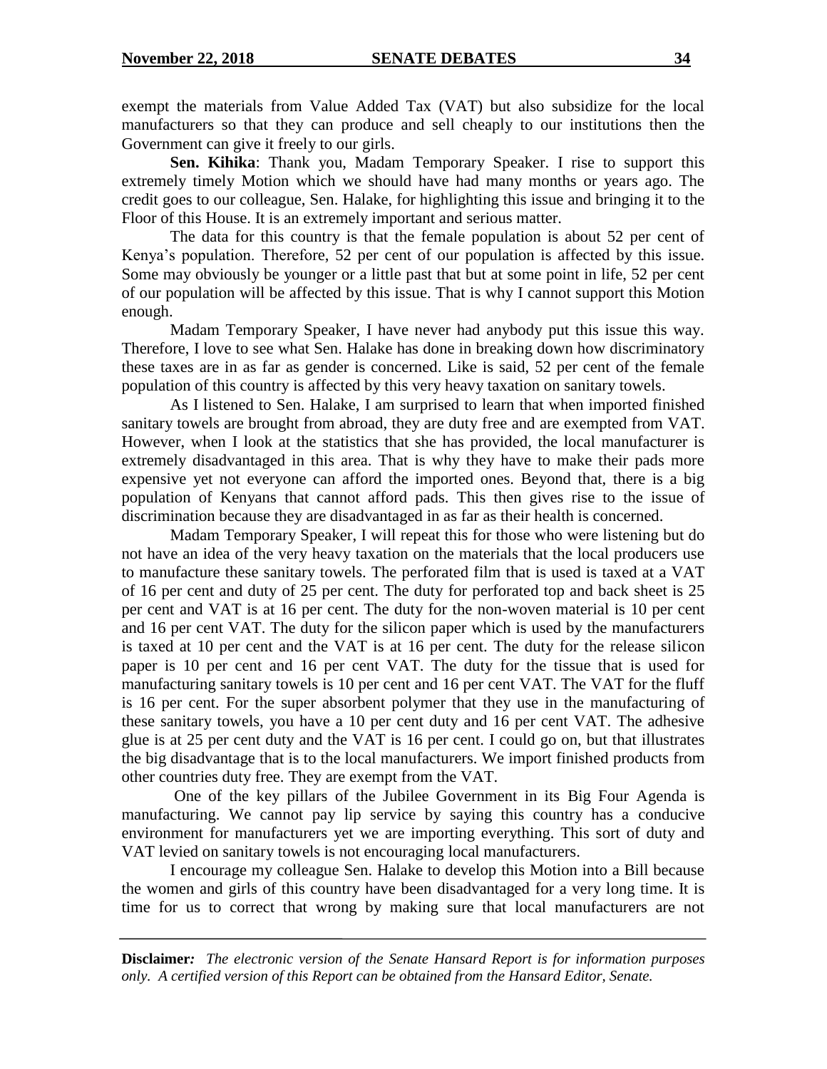exempt the materials from Value Added Tax (VAT) but also subsidize for the local manufacturers so that they can produce and sell cheaply to our institutions then the Government can give it freely to our girls.

**Sen. Kihika**: Thank you, Madam Temporary Speaker. I rise to support this extremely timely Motion which we should have had many months or years ago. The credit goes to our colleague, Sen. Halake, for highlighting this issue and bringing it to the Floor of this House. It is an extremely important and serious matter.

The data for this country is that the female population is about 52 per cent of Kenya's population. Therefore, 52 per cent of our population is affected by this issue. Some may obviously be younger or a little past that but at some point in life, 52 per cent of our population will be affected by this issue. That is why I cannot support this Motion enough.

Madam Temporary Speaker, I have never had anybody put this issue this way. Therefore, I love to see what Sen. Halake has done in breaking down how discriminatory these taxes are in as far as gender is concerned. Like is said, 52 per cent of the female population of this country is affected by this very heavy taxation on sanitary towels.

As I listened to Sen. Halake, I am surprised to learn that when imported finished sanitary towels are brought from abroad, they are duty free and are exempted from VAT. However, when I look at the statistics that she has provided, the local manufacturer is extremely disadvantaged in this area. That is why they have to make their pads more expensive yet not everyone can afford the imported ones. Beyond that, there is a big population of Kenyans that cannot afford pads. This then gives rise to the issue of discrimination because they are disadvantaged in as far as their health is concerned.

Madam Temporary Speaker, I will repeat this for those who were listening but do not have an idea of the very heavy taxation on the materials that the local producers use to manufacture these sanitary towels. The perforated film that is used is taxed at a VAT of 16 per cent and duty of 25 per cent. The duty for perforated top and back sheet is 25 per cent and VAT is at 16 per cent. The duty for the non-woven material is 10 per cent and 16 per cent VAT. The duty for the silicon paper which is used by the manufacturers is taxed at 10 per cent and the VAT is at 16 per cent. The duty for the release silicon paper is 10 per cent and 16 per cent VAT. The duty for the tissue that is used for manufacturing sanitary towels is 10 per cent and 16 per cent VAT. The VAT for the fluff is 16 per cent. For the super absorbent polymer that they use in the manufacturing of these sanitary towels, you have a 10 per cent duty and 16 per cent VAT. The adhesive glue is at 25 per cent duty and the VAT is 16 per cent. I could go on, but that illustrates the big disadvantage that is to the local manufacturers. We import finished products from other countries duty free. They are exempt from the VAT.

One of the key pillars of the Jubilee Government in its Big Four Agenda is manufacturing. We cannot pay lip service by saying this country has a conducive environment for manufacturers yet we are importing everything. This sort of duty and VAT levied on sanitary towels is not encouraging local manufacturers.

I encourage my colleague Sen. Halake to develop this Motion into a Bill because the women and girls of this country have been disadvantaged for a very long time. It is time for us to correct that wrong by making sure that local manufacturers are not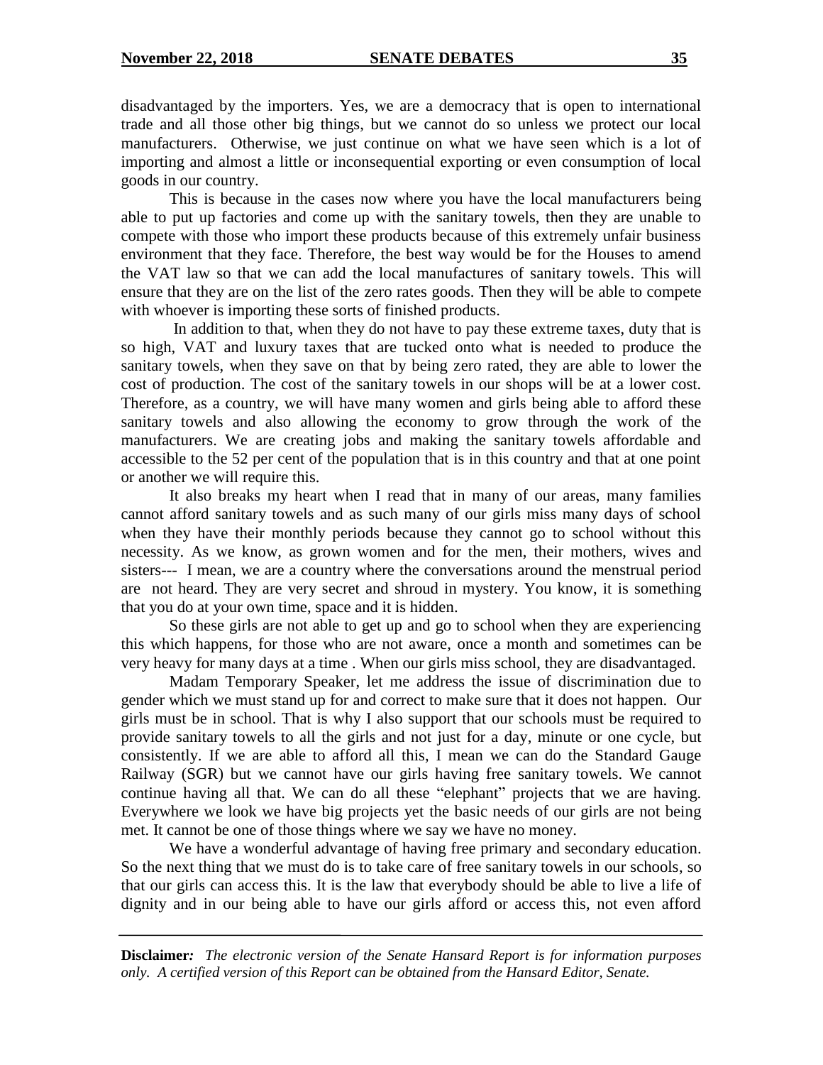disadvantaged by the importers. Yes, we are a democracy that is open to international trade and all those other big things, but we cannot do so unless we protect our local manufacturers. Otherwise, we just continue on what we have seen which is a lot of importing and almost a little or inconsequential exporting or even consumption of local goods in our country.

This is because in the cases now where you have the local manufacturers being able to put up factories and come up with the sanitary towels, then they are unable to compete with those who import these products because of this extremely unfair business environment that they face. Therefore, the best way would be for the Houses to amend the VAT law so that we can add the local manufactures of sanitary towels. This will ensure that they are on the list of the zero rates goods. Then they will be able to compete with whoever is importing these sorts of finished products.

In addition to that, when they do not have to pay these extreme taxes, duty that is so high, VAT and luxury taxes that are tucked onto what is needed to produce the sanitary towels, when they save on that by being zero rated, they are able to lower the cost of production. The cost of the sanitary towels in our shops will be at a lower cost. Therefore, as a country, we will have many women and girls being able to afford these sanitary towels and also allowing the economy to grow through the work of the manufacturers. We are creating jobs and making the sanitary towels affordable and accessible to the 52 per cent of the population that is in this country and that at one point or another we will require this.

It also breaks my heart when I read that in many of our areas, many families cannot afford sanitary towels and as such many of our girls miss many days of school when they have their monthly periods because they cannot go to school without this necessity. As we know, as grown women and for the men, their mothers, wives and sisters--- I mean, we are a country where the conversations around the menstrual period are not heard. They are very secret and shroud in mystery. You know, it is something that you do at your own time, space and it is hidden.

So these girls are not able to get up and go to school when they are experiencing this which happens, for those who are not aware, once a month and sometimes can be very heavy for many days at a time . When our girls miss school, they are disadvantaged.

Madam Temporary Speaker, let me address the issue of discrimination due to gender which we must stand up for and correct to make sure that it does not happen. Our girls must be in school. That is why I also support that our schools must be required to provide sanitary towels to all the girls and not just for a day, minute or one cycle, but consistently. If we are able to afford all this, I mean we can do the Standard Gauge Railway (SGR) but we cannot have our girls having free sanitary towels. We cannot continue having all that. We can do all these "elephant" projects that we are having. Everywhere we look we have big projects yet the basic needs of our girls are not being met. It cannot be one of those things where we say we have no money.

We have a wonderful advantage of having free primary and secondary education. So the next thing that we must do is to take care of free sanitary towels in our schools, so that our girls can access this. It is the law that everybody should be able to live a life of dignity and in our being able to have our girls afford or access this, not even afford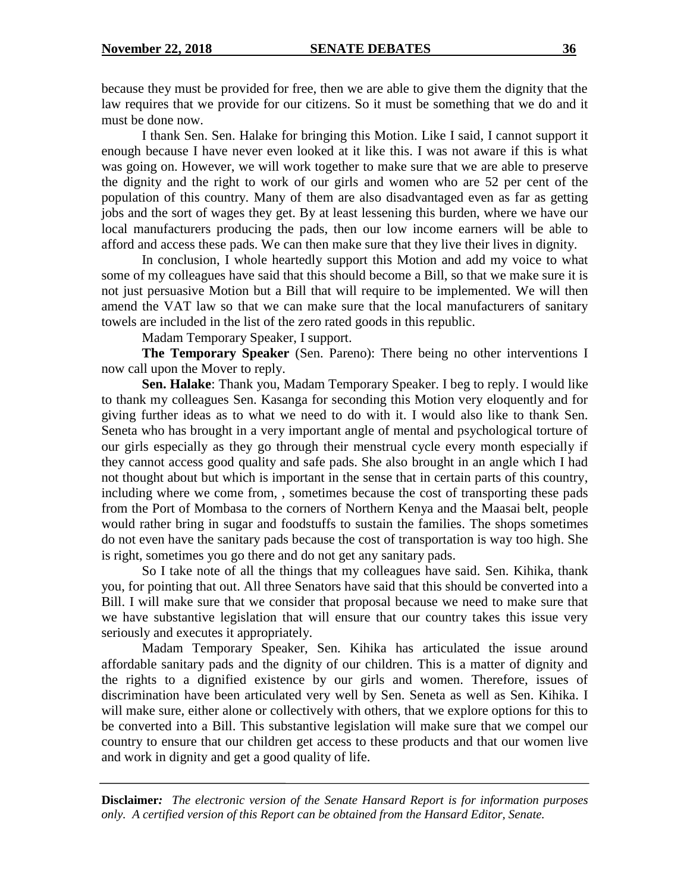because they must be provided for free, then we are able to give them the dignity that the law requires that we provide for our citizens. So it must be something that we do and it must be done now.

I thank Sen. Sen. Halake for bringing this Motion. Like I said, I cannot support it enough because I have never even looked at it like this. I was not aware if this is what was going on. However, we will work together to make sure that we are able to preserve the dignity and the right to work of our girls and women who are 52 per cent of the population of this country. Many of them are also disadvantaged even as far as getting jobs and the sort of wages they get. By at least lessening this burden, where we have our local manufacturers producing the pads, then our low income earners will be able to afford and access these pads. We can then make sure that they live their lives in dignity.

In conclusion, I whole heartedly support this Motion and add my voice to what some of my colleagues have said that this should become a Bill, so that we make sure it is not just persuasive Motion but a Bill that will require to be implemented. We will then amend the VAT law so that we can make sure that the local manufacturers of sanitary towels are included in the list of the zero rated goods in this republic.

Madam Temporary Speaker, I support.

**The Temporary Speaker** (Sen. Pareno): There being no other interventions I now call upon the Mover to reply.

**Sen. Halake**: Thank you, Madam Temporary Speaker. I beg to reply. I would like to thank my colleagues Sen. Kasanga for seconding this Motion very eloquently and for giving further ideas as to what we need to do with it. I would also like to thank Sen. Seneta who has brought in a very important angle of mental and psychological torture of our girls especially as they go through their menstrual cycle every month especially if they cannot access good quality and safe pads. She also brought in an angle which I had not thought about but which is important in the sense that in certain parts of this country, including where we come from, , sometimes because the cost of transporting these pads from the Port of Mombasa to the corners of Northern Kenya and the Maasai belt, people would rather bring in sugar and foodstuffs to sustain the families. The shops sometimes do not even have the sanitary pads because the cost of transportation is way too high. She is right, sometimes you go there and do not get any sanitary pads.

So I take note of all the things that my colleagues have said. Sen. Kihika, thank you, for pointing that out. All three Senators have said that this should be converted into a Bill. I will make sure that we consider that proposal because we need to make sure that we have substantive legislation that will ensure that our country takes this issue very seriously and executes it appropriately.

Madam Temporary Speaker, Sen. Kihika has articulated the issue around affordable sanitary pads and the dignity of our children. This is a matter of dignity and the rights to a dignified existence by our girls and women. Therefore, issues of discrimination have been articulated very well by Sen. Seneta as well as Sen. Kihika. I will make sure, either alone or collectively with others, that we explore options for this to be converted into a Bill. This substantive legislation will make sure that we compel our country to ensure that our children get access to these products and that our women live and work in dignity and get a good quality of life.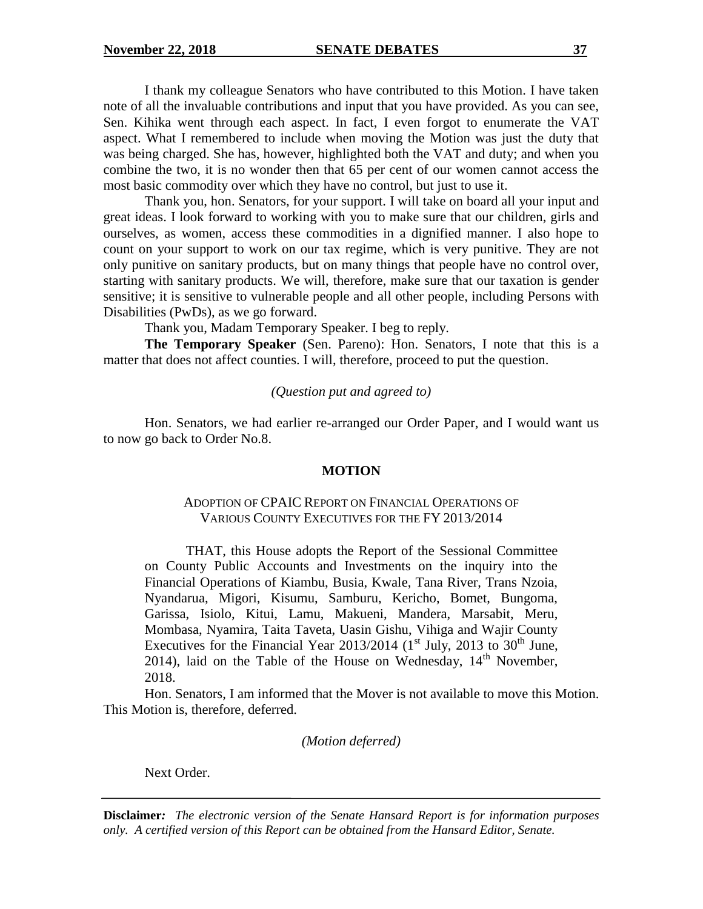I thank my colleague Senators who have contributed to this Motion. I have taken note of all the invaluable contributions and input that you have provided. As you can see, Sen. Kihika went through each aspect. In fact, I even forgot to enumerate the VAT aspect. What I remembered to include when moving the Motion was just the duty that was being charged. She has, however, highlighted both the VAT and duty; and when you combine the two, it is no wonder then that 65 per cent of our women cannot access the most basic commodity over which they have no control, but just to use it.

Thank you, hon. Senators, for your support. I will take on board all your input and great ideas. I look forward to working with you to make sure that our children, girls and ourselves, as women, access these commodities in a dignified manner. I also hope to count on your support to work on our tax regime, which is very punitive. They are not only punitive on sanitary products, but on many things that people have no control over, starting with sanitary products. We will, therefore, make sure that our taxation is gender sensitive; it is sensitive to vulnerable people and all other people, including Persons with Disabilities (PwDs), as we go forward.

Thank you, Madam Temporary Speaker. I beg to reply.

**The Temporary Speaker** (Sen. Pareno): Hon. Senators, I note that this is a matter that does not affect counties. I will, therefore, proceed to put the question.

*(Question put and agreed to)*

Hon. Senators, we had earlier re-arranged our Order Paper, and I would want us to now go back to Order No.8.

## MOTION

### ADOPTION OF CPAIC REPORT ON FINANCIAL OPERATIONS OF VARIOUS COUNTY EXECUTIVES FOR THE FY 2013/2014

THAT, this House adopts the Report of the Sessional Committee on County Public Accounts and Investments on the inquiry into the Financial Operations of Kiambu, Busia, Kwale, Tana River, Trans Nzoia, Nyandarua, Migori, Kisumu, Samburu, Kericho, Bomet, Bungoma, Garissa, Isiolo, Kitui, Lamu, Makueni, Mandera, Marsabit, Meru, Mombasa, Nyamira, Taita Taveta, Uasin Gishu, Vihiga and Wajir County Executives for the Financial Year 2013/2014 (1st July, 2013 to 30th June, 2014), laid on the Table of the House on Wednesday, 14th November, 2018.

Hon. Senators, I am informed that the Mover is not available to move this Motion. This Motion is, therefore, deferred.

*(Motion deferred)*

Next Order.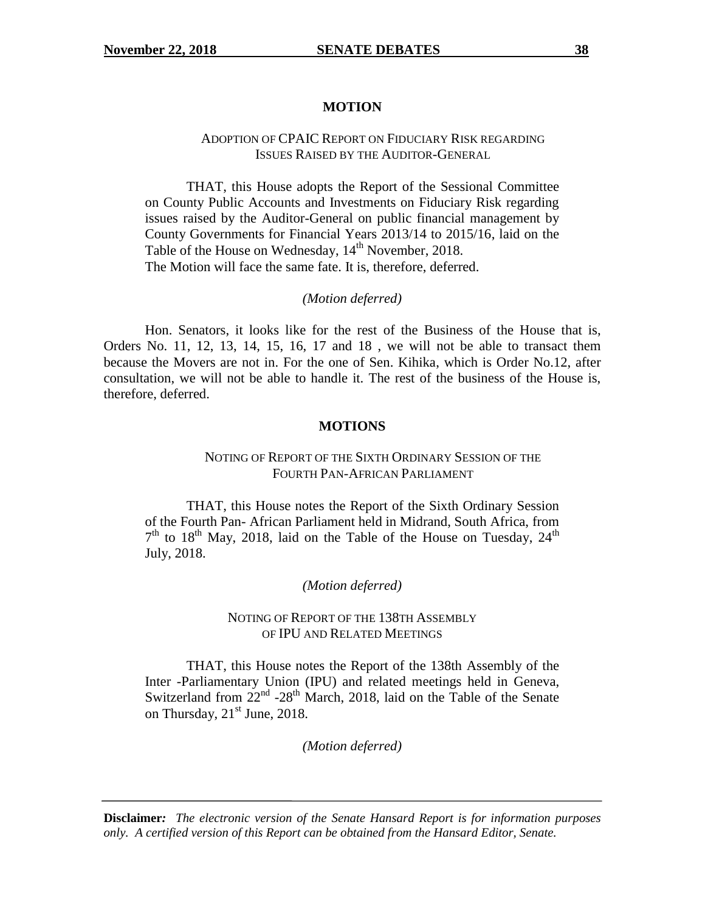## MOTION

### ADOPTION OF CPAIC REPORT ON FIDUCIARY RISK REGARDING ISSUES RAISED BY THE AUDITOR-GENERAL

THAT, this House adopts the Report of the Sessional Committee on County Public Accounts and Investments on Fiduciary Risk regarding issues raised by the Auditor-General on public financial management by County Governments for Financial Years 2013/14 to 2015/16, laid on the Table of the House on Wednesday, 14th November, 2018.

The Motion will face the same fate. It is, therefore, deferred.

*(Motion deferred)*

Hon. Senators, it looks like for the rest of the Business of the House that is, Orders No. 11, 12, 13, 14, 15, 16, 17 and 18 , we will not be able to transact them because the Movers are not in. For the one of Sen. Kihika, which is Order No.12, after consultation, we will not be able to handle it. The rest of the business of the House is, therefore, deferred.

## MOTIONS

### NOTING OF REPORT OF THE SIXTH ORDINARY SESSION OF THE FOURTH PAN-AFRICAN PARLIAMENT

THAT, this House notes the Report of the Sixth Ordinary Session of the Fourth Pan- African Parliament held in Midrand, South Africa, from 7th to 18th May, 2018, laid on the Table of the House on Tuesday, 24th July, 2018.

*(Motion deferred)*

### NOTING OF REPORT OF THE 138TH ASSEMBLY OF IPU AND RELATED MEETINGS

THAT, this House notes the Report of the 138th Assembly of the Inter -Parliamentary Union (IPU) and related meetings held in Geneva, Switzerland from 22nd -28th March, 2018, laid on the Table of the Senate on Thursday, 21st June, 2018.

*(Motion deferred)*

**Disclaimer:** *The electronic version of the Senate Hansard Report is for information purposes only. A certified version of this Report can be obtained from the Hansard Editor, Senate.*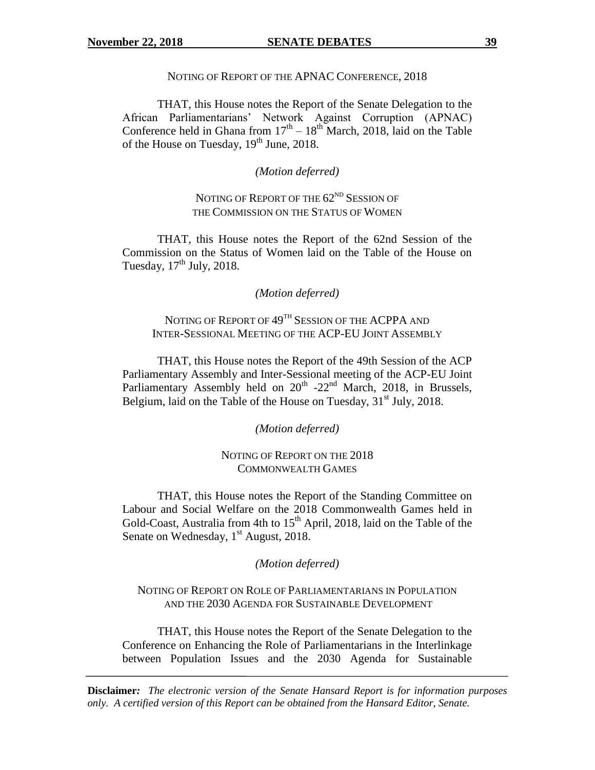NOTING OF REPORT OF THE APNAC CONFERENCE, 2018

THAT, this House notes the Report of the Senate Delegation to the African Parliamentarians' Network Against Corruption (APNAC) Conference held in Ghana from 17th – 18th March, 2018, laid on the Table of the House on Tuesday, 19th June, 2018.

*(Motion deferred)*

NOTING OF REPORT OF THE 62ND SESSION OF THE COMMISSION ON THE STATUS OF WOMEN

THAT, this House notes the Report of the 62nd Session of the Commission on the Status of Women laid on the Table of the House on Tuesday, 17th July, 2018.

*(Motion deferred)*

NOTING OF REPORT OF 49TH SESSION OF THE ACPPA AND INTER-SESSIONAL MEETING OF THE ACP-EU JOINT ASSEMBLY

THAT, this House notes the Report of the 49th Session of the ACP Parliamentary Assembly and Inter-Sessional meeting of the ACP-EU Joint Parliamentary Assembly held on 20th -22nd March, 2018, in Brussels, Belgium, laid on the Table of the House on Tuesday, 31st July, 2018.

*(Motion deferred)*

NOTING OF REPORT ON THE 2018 COMMONWEALTH GAMES

THAT, this House notes the Report of the Standing Committee on Labour and Social Welfare on the 2018 Commonwealth Games held in Gold-Coast, Australia from 4th to 15th April, 2018, laid on the Table of the Senate on Wednesday, 1st August, 2018.

*(Motion deferred)*

NOTING OF REPORT ON ROLE OF PARLIAMENTARIANS IN POPULATION AND THE 2030 AGENDA FOR SUSTAINABLE DEVELOPMENT

THAT, this House notes the Report of the Senate Delegation to the Conference on Enhancing the Role of Parliamentarians in the Interlinkage between Population Issues and the 2030 Agenda for Sustainable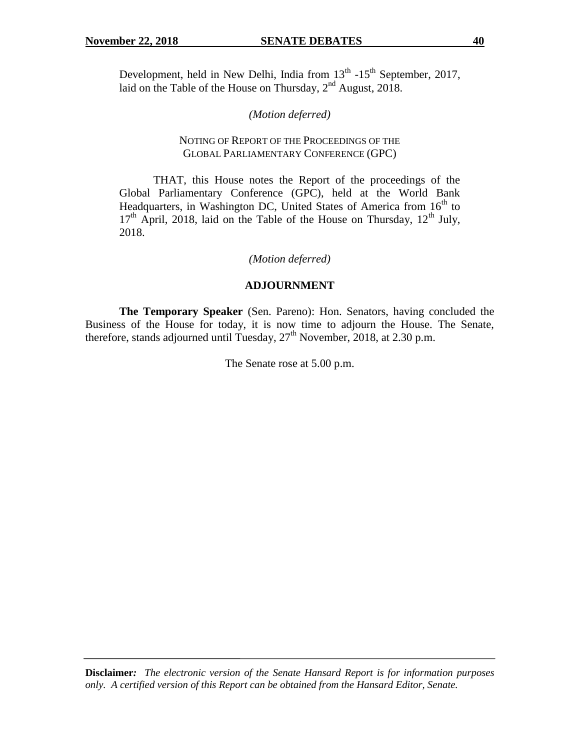Development, held in New Delhi, India from 13th -15th September, 2017, laid on the Table of the House on Thursday, 2nd August, 2018.

*(Motion deferred)*

NOTING OF REPORT OF THE PROCEEDINGS OF THE GLOBAL PARLIAMENTARY CONFERENCE (GPC)

THAT, this House notes the Report of the proceedings of the Global Parliamentary Conference (GPC), held at the World Bank Headquarters, in Washington DC, United States of America from 16th to 17th April, 2018, laid on the Table of the House on Thursday, 12th July, 2018.

*(Motion deferred)*

## ADJOURNMENT

**The Temporary Speaker** (Sen. Pareno): Hon. Senators, having concluded the Business of the House for today, it is now time to adjourn the House. The Senate, therefore, stands adjourned until Tuesday, 27th November, 2018, at 2.30 p.m.

The Senate rose at 5.00 p.m.

**Disclaimer:** *The electronic version of the Senate Hansard Report is for information purposes only. A certified version of this Report can be obtained from the Hansard Editor, Senate.*